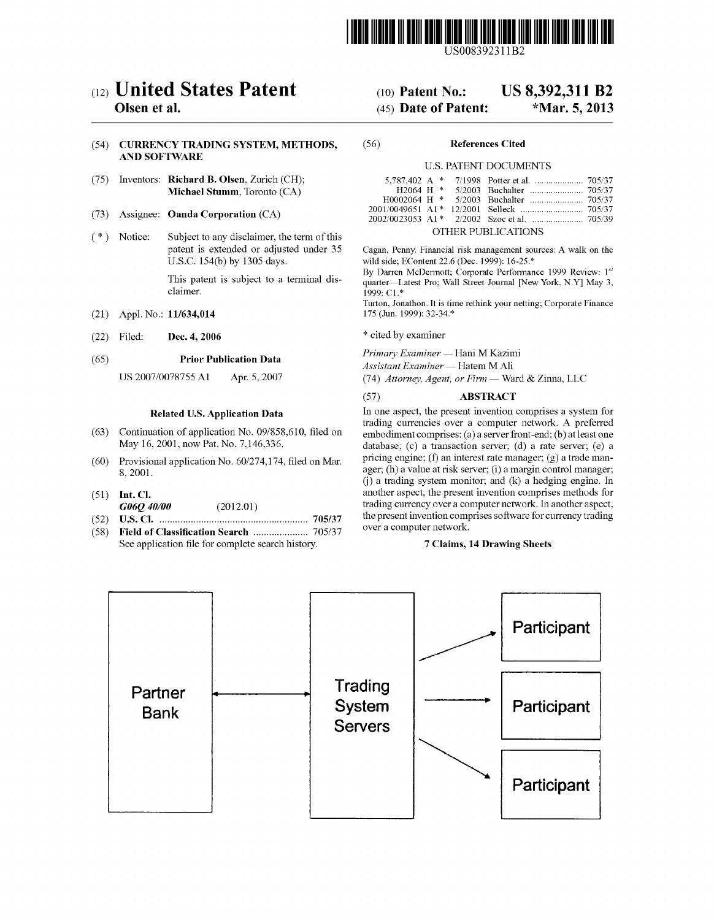US008392311B2

# (12) United States Patent
**Olsen et al.**

(10) **Patent No.: US 8,392,311 B2**

(45) **Date of Patent: \*Mar. 5, 2013**

(54) **CURRENCY TRADING SYSTEM, METHODS, AND SOFTWARE**

(75) Inventors: **Richard B. Olsen**, Zurich (CH); **Michael Stumm**, Toronto (CA)

(73) Assignee: **Oanda Corporation** (CA)

( * ) Notice: Subject to any disclaimer, the term of this patent is extended or adjusted under 35 U.S.C. 154(b) by 1305 days.

This patent is subject to a terminal disclaimer.

(21) Appl. No.: **11/634,014**

(22) Filed: **Dec. 4, 2006**

(65) **Prior Publication Data**

US 2007/0078755 A1 Apr. 5, 2007

**Related U.S. Application Data**

(63) Continuation of application No. 09/858,610, filed on May 16, 2001, now Pat. No. 7,146,336.

(60) Provisional application No. 60/274,174, filed on Mar. 8, 2001.

(51) **Int. Cl.**
*G06Q 40/00* (2012.01)

(52) **U.S. Cl.** ........................................................ **705/37**

(58) **Field of Classification Search** ..................... 705/37
See application file for complete search history.

(56) **References Cited**

U.S. PATENT DOCUMENTS

| | | | | |
|---|---|---|---|---|
| 5,787,402 A * | 7/1998 | Potter et al. | ..................... | 705/37 |
| H2064 H * | 5/2003 | Buchalter | ..................... | 705/37 |
| H0002064 H * | 5/2003 | Buchalter | ..................... | 705/37 |
| 2001/0049651 A1* | 12/2001 | Selleck | ..................... | 705/37 |
| 2002/0023053 A1* | 2/2002 | Szoc et al. | ..................... | 705/39 |

OTHER PUBLICATIONS

Cagan, Penny. Financial risk management sources: A walk on the wild side; EContent 22.6 (Dec. 1999): 16-25.*

By Darren McDermott; Corporate Performance 1999 Review: 1st quarter—Latest Pro; Wall Street Journal [New York, N.Y] May 3, 1999: C1.*

Turton, Jonathon. It is time rethink your netting; Corporate Finance 175 (Jun. 1999): 32-34.*

\* cited by examiner

*Primary Examiner* — Hani M Kazimi
*Assistant Examiner* — Hatem M Ali
(74) *Attorney, Agent, or Firm* — Ward & Zinna, LLC

(57) **ABSTRACT**

In one aspect, the present invention comprises a system for trading currencies over a computer network. A preferred embodiment comprises: (a) a server front-end; (b) at least one database; (c) a transaction server; (d) a rate server; (e) a pricing engine; (f) an interest rate manager; (g) a trade manager; (h) a value at risk server; (i) a margin control manager; (j) a trading system monitor; and (k) a hedging engine. In another aspect, the present invention comprises methods for trading currency over a computer network. In another aspect, the present invention comprises software for currency trading over a computer network.

**7 Claims, 14 Drawing Sheets**

Partner Bank ↔ Trading System Servers → Participant, Participant, Participant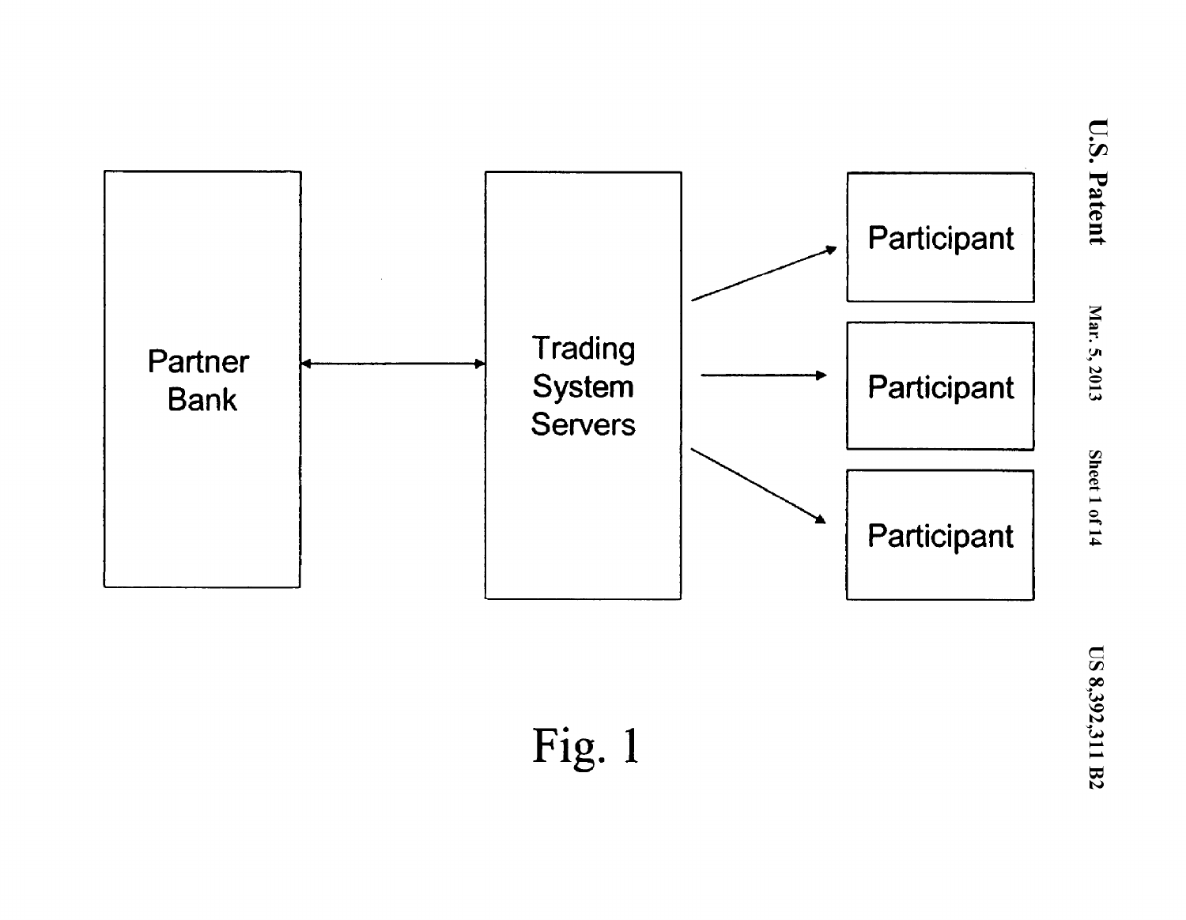Partner Bank

Trading System Servers

Participant

Participant

Participant

Fig. 1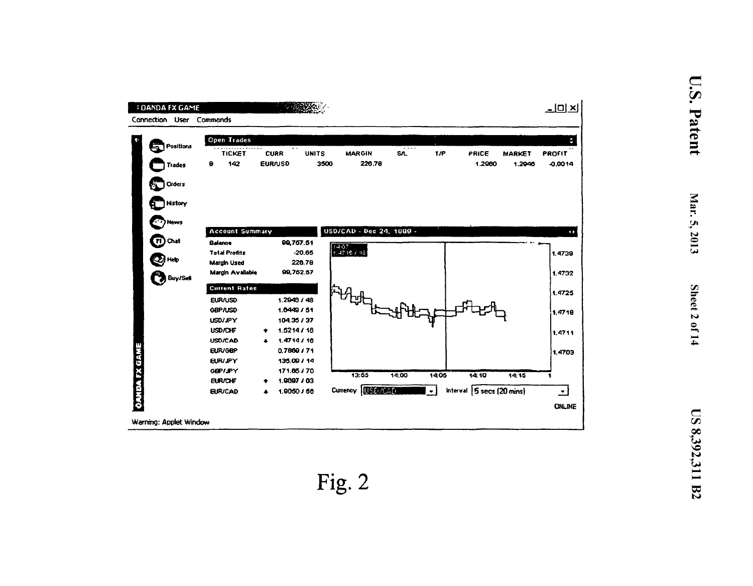Fig. 2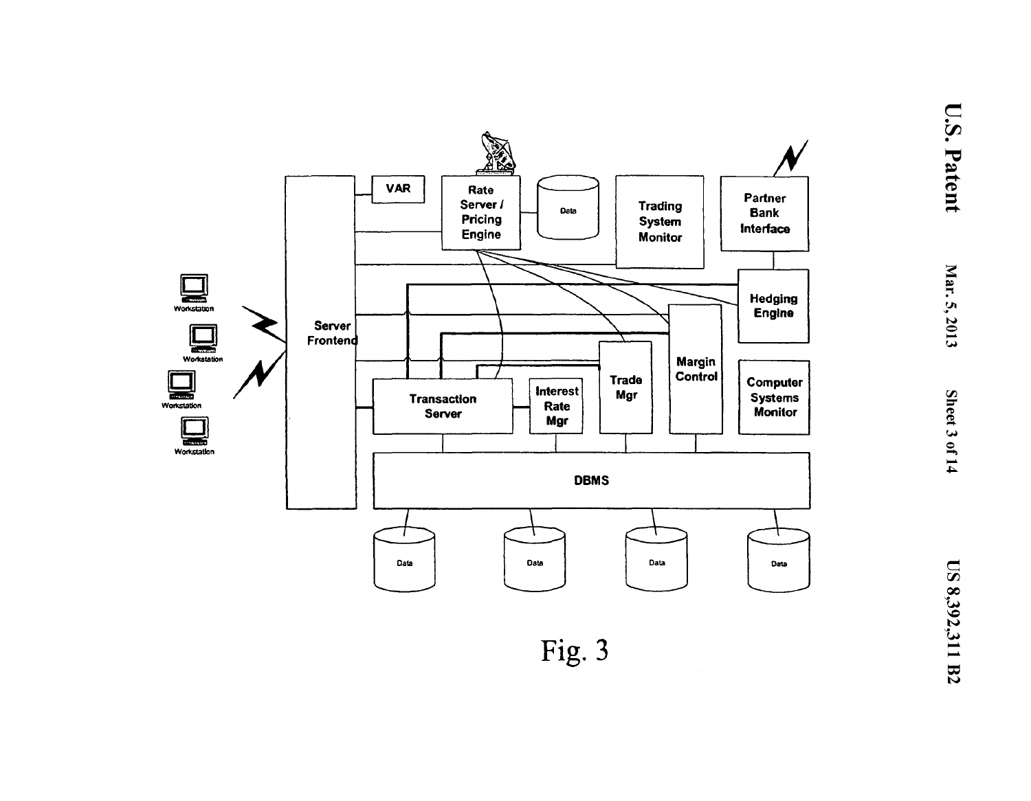Fig. 3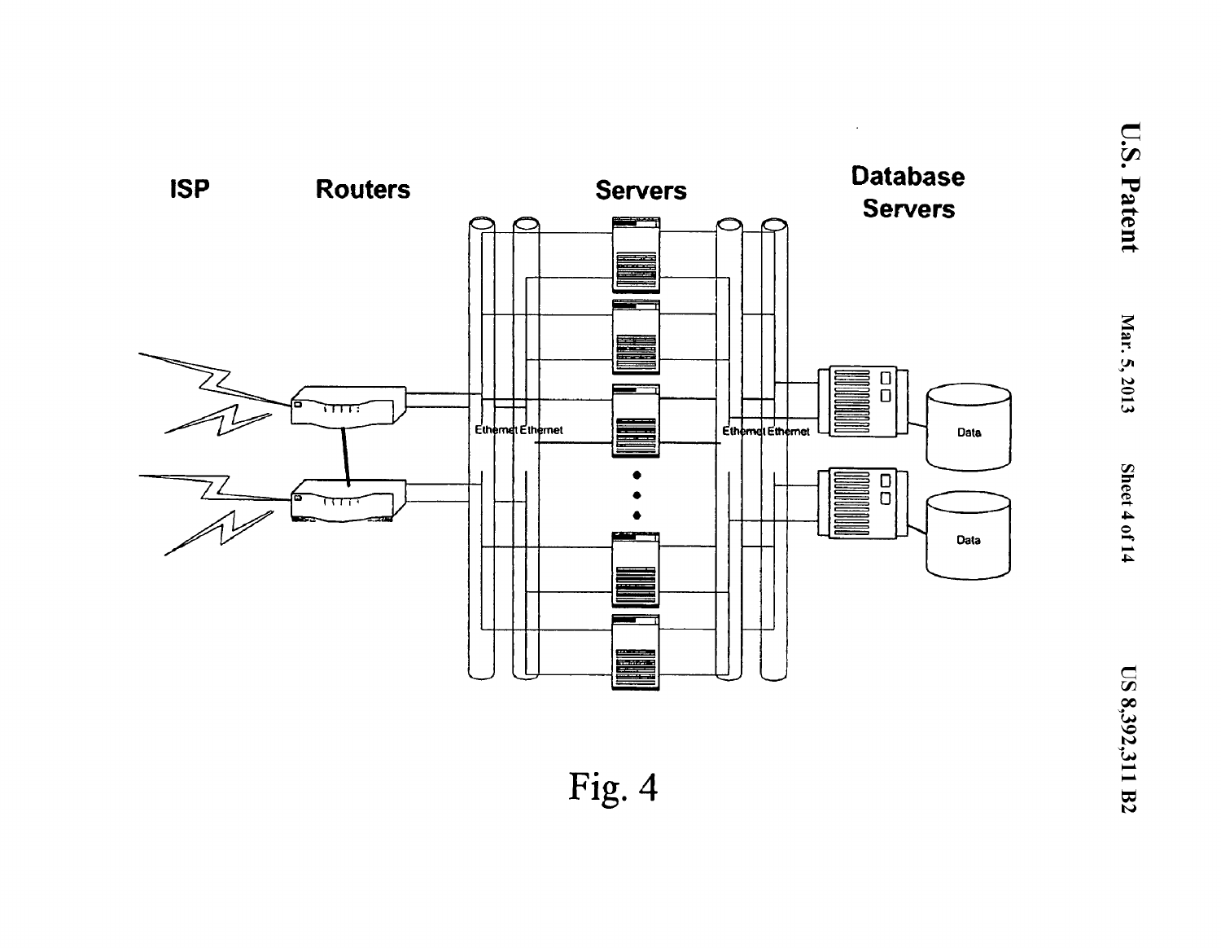ISP

Routers

Servers

Database Servers

Ethernet Ethernet

Ethernet Ethernet

Data

Data

Fig. 4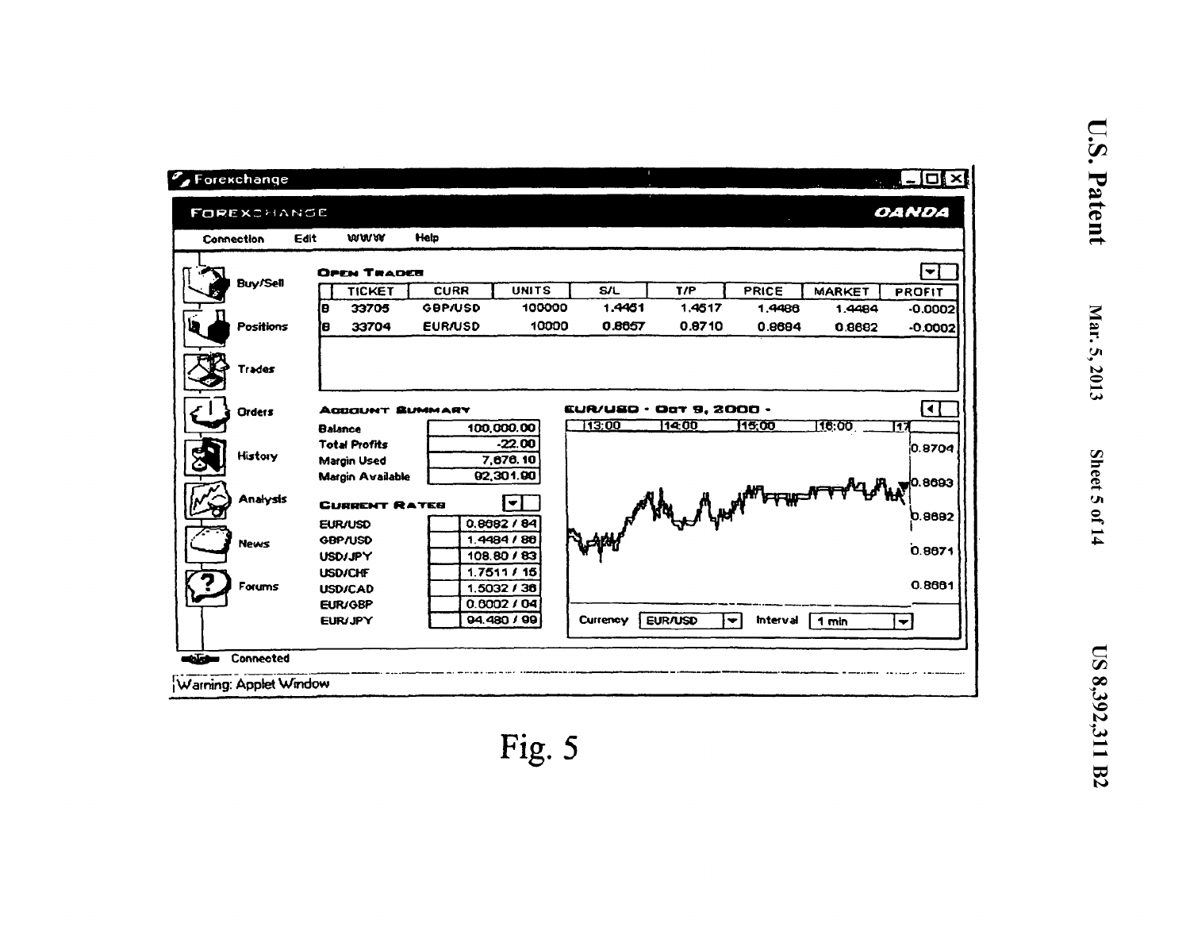Fig. 5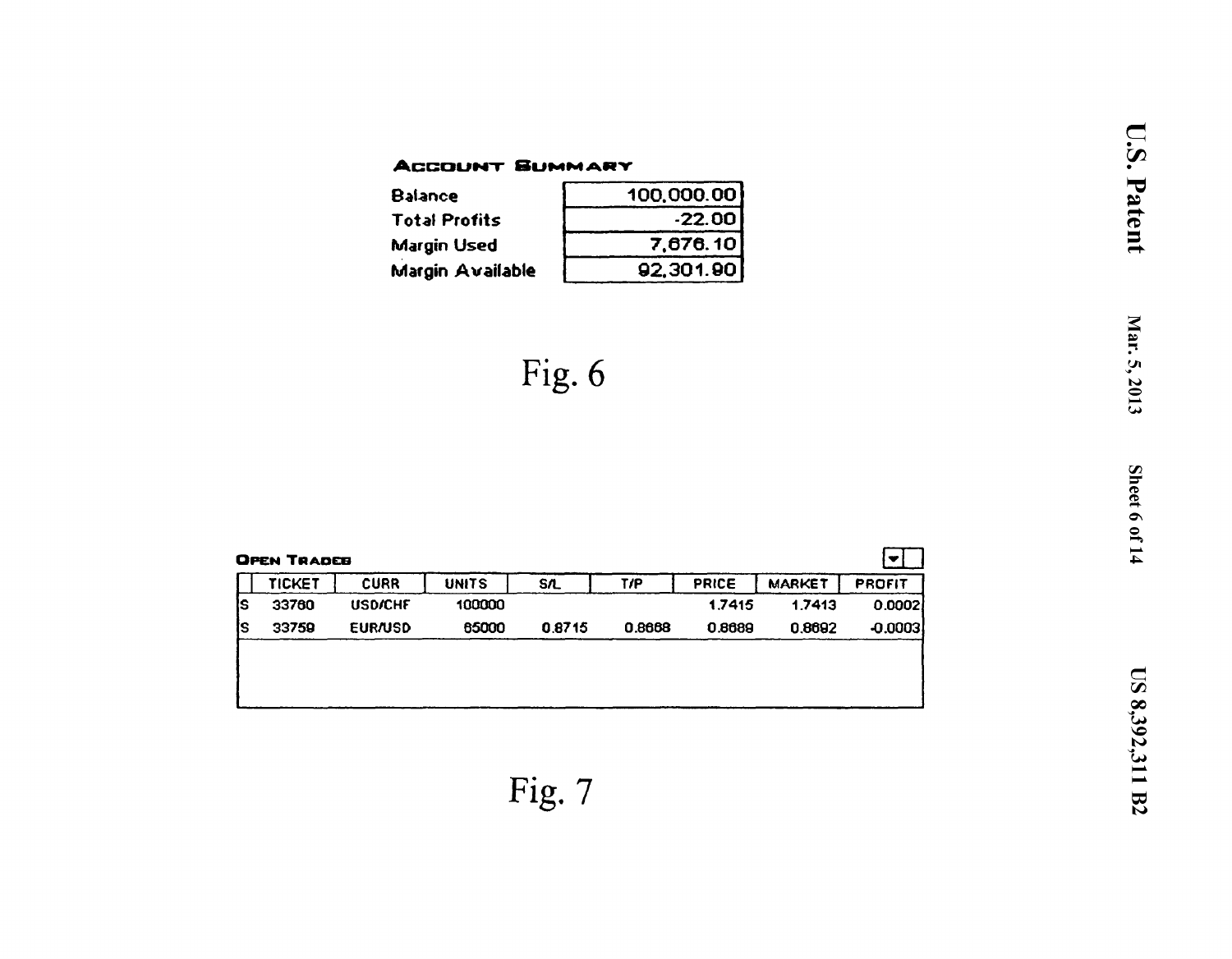**ACCOUNT SUMMARY**

| | |
|---|---|
| Balance | 100,000.00 |
| Total Profits | -22.00 |
| Margin Used | 7,676.10 |
| Margin Available | 92,301.90 |

Fig. 6

**OPEN TRADES**

| | TICKET | CURR | UNITS | S/L | T/P | PRICE | MARKET | PROFIT |
|---|---|---|---|---|---|---|---|---|
| S | 33760 | USD/CHF | 100000 | | | 1.7415 | 1.7413 | 0.0002 |
| S | 33759 | EUR/USD | 65000 | 0.8715 | 0.8668 | 0.8689 | 0.8692 | -0.0003 |

Fig. 7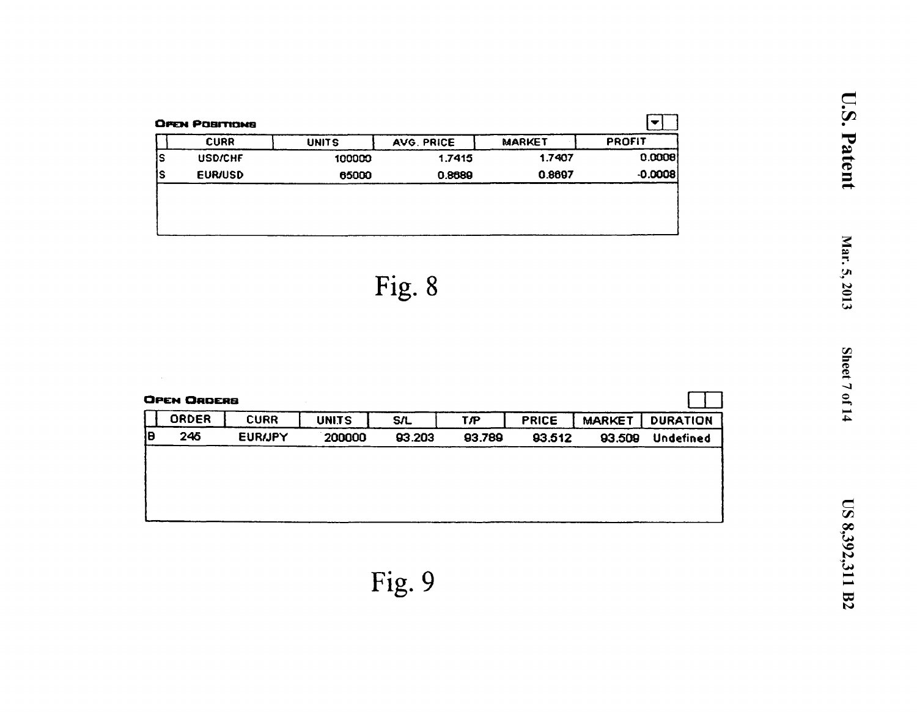**OPEN POSITIONS**

| | CURR | UNITS | AVG. PRICE | MARKET | PROFIT |
|---|---|---|---|---|---|
| S | USD/CHF | 100000 | 1.7415 | 1.7407 | 0.0008 |
| S | EUR/USD | 65000 | 0.8689 | 0.8697 | -0.0008 |

Fig. 8

**OPEN ORDERS**

| | ORDER | CURR | UNITS | S/L | T/P | PRICE | MARKET | DURATION |
|---|---|---|---|---|---|---|---|---|
| B | 245 | EUR/JPY | 200000 | 93.203 | 93.789 | 93.512 | 93.509 | Undefined |

Fig. 9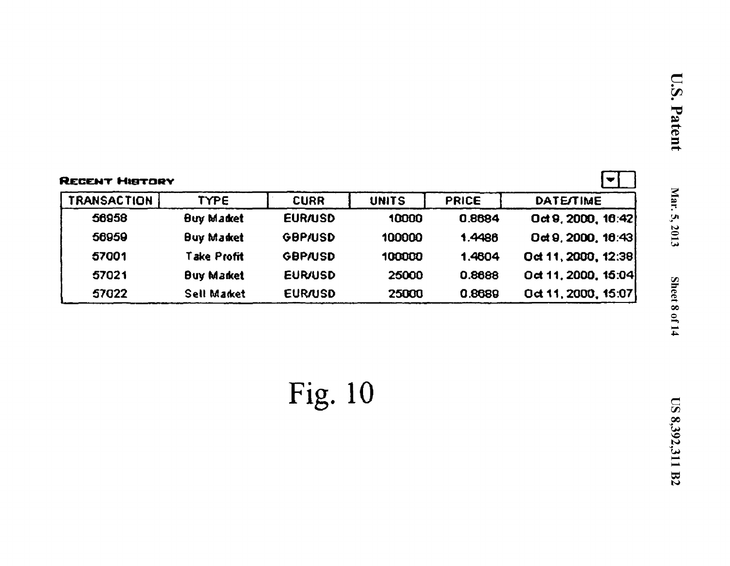**RECENT HISTORY**

| TRANSACTION | TYPE | CURR | UNITS | PRICE | DATE/TIME |
| --- | --- | --- | --- | --- | --- |
| 56958 | Buy Market | EUR/USD | 10000 | 0.8684 | Oct 9, 2000, 16:42 |
| 56959 | Buy Market | GBP/USD | 100000 | 1.4486 | Oct 9, 2000, 16:43 |
| 57001 | Take Profit | GBP/USD | 100000 | 1.4604 | Oct 11, 2000, 12:38 |
| 57021 | Buy Market | EUR/USD | 25000 | 0.8688 | Oct 11, 2000, 15:04 |
| 57022 | Sell Market | EUR/USD | 25000 | 0.8689 | Oct 11, 2000, 15:07 |

Fig. 10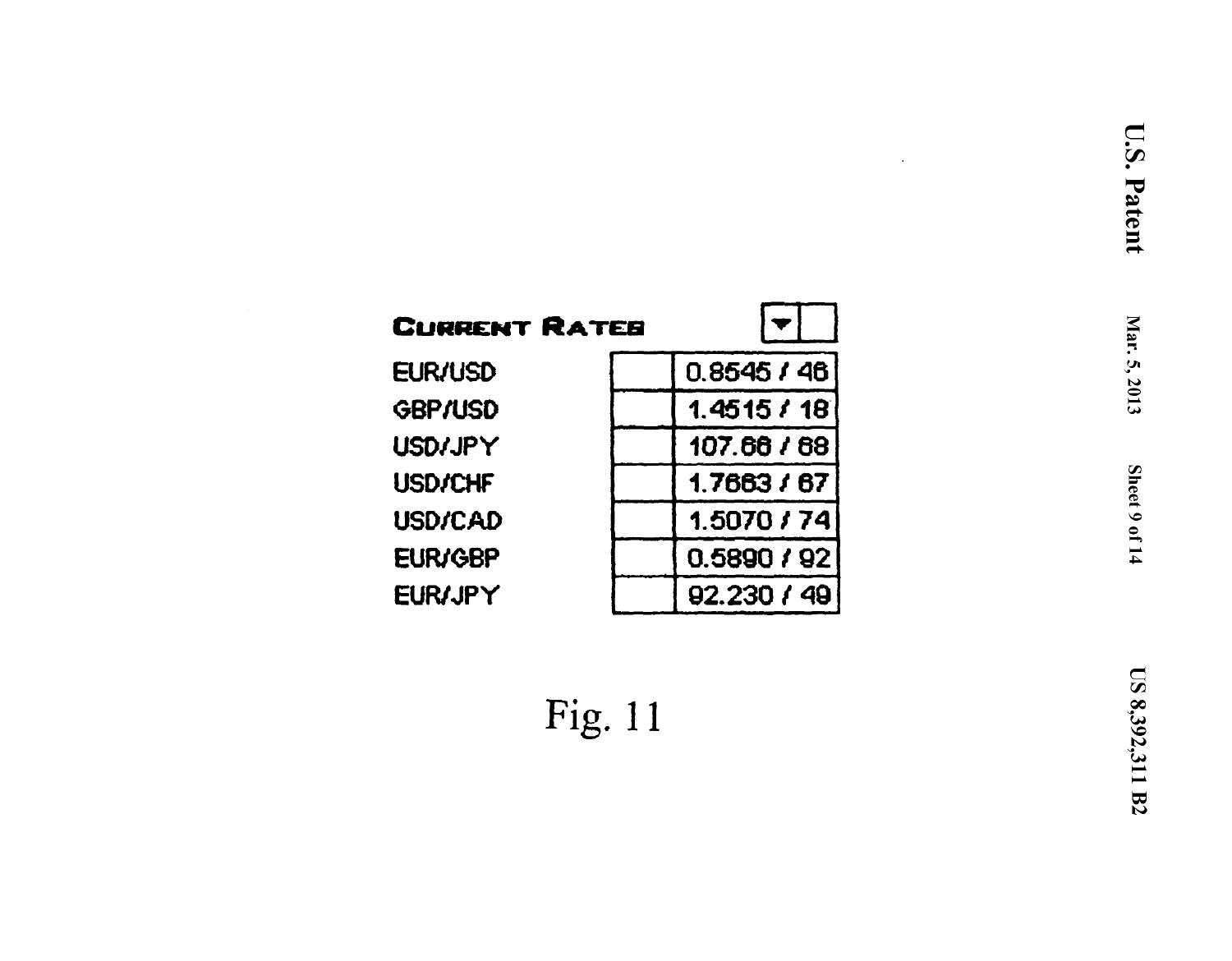**CURRENT RATES**

| | | |
|---|---|---|
| EUR/USD | | 0.8545 / 46 |
| GBP/USD | | 1.4515 / 18 |
| USD/JPY | | 107.66 / 68 |
| USD/CHF | | 1.7663 / 67 |
| USD/CAD | | 1.5070 / 74 |
| EUR/GBP | | 0.5890 / 92 |
| EUR/JPY | | 92.230 / 49 |

Fig. 11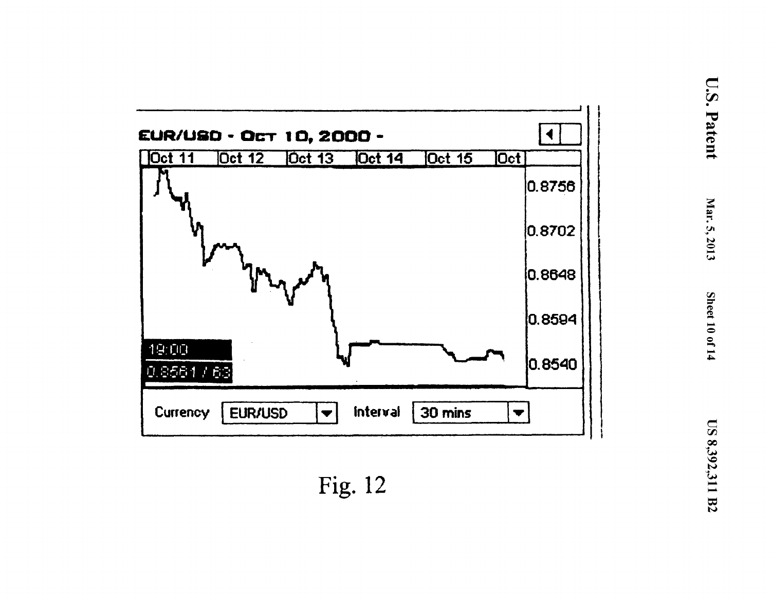EUR/USD - Oct 10, 2000 -

Oct 11 Oct 12 Oct 13 Oct 14 Oct 15 Oct

0.8756

0.8702

0.8648

0.8594

0.8540

19:00

0.8561 / 63

Currency EUR/USD Interval 30 mins

Fig. 12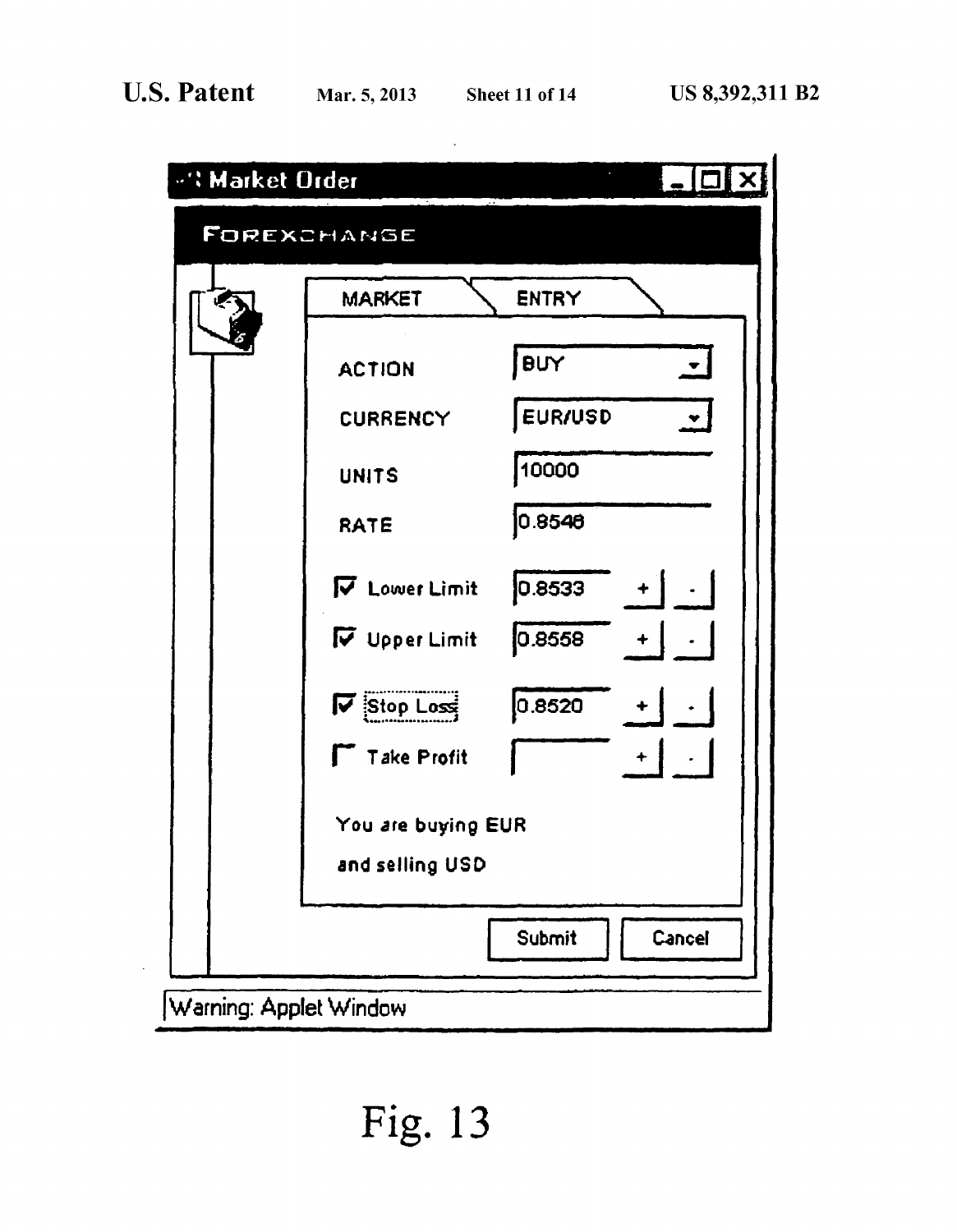Market Order

FOREXCHANGE

MARKET | ENTRY

ACTION: BUY

CURRENCY: EUR/USD

UNITS: 10000

RATE: 0.8548

☑ Lower Limit: 0.8533

☑ Upper Limit: 0.8558

☑ Stop Loss: 0.8520

☐ Take Profit:

You are buying EUR and selling USD

Submit | Cancel

Warning: Applet Window

Fig. 13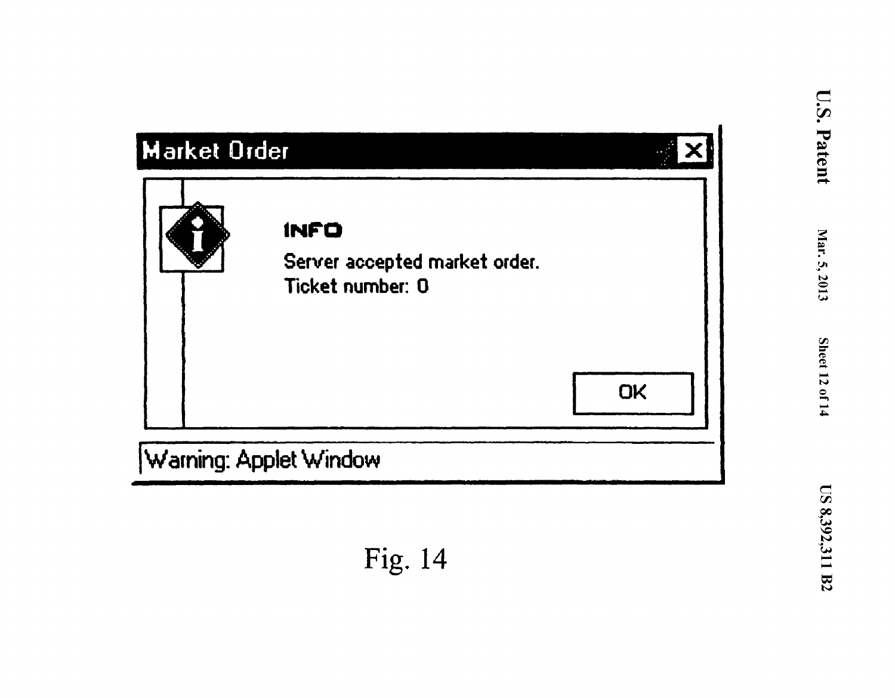Market Order

INFO

Server accepted market order.
Ticket number: 0

OK

Warning: Applet Window

Fig. 14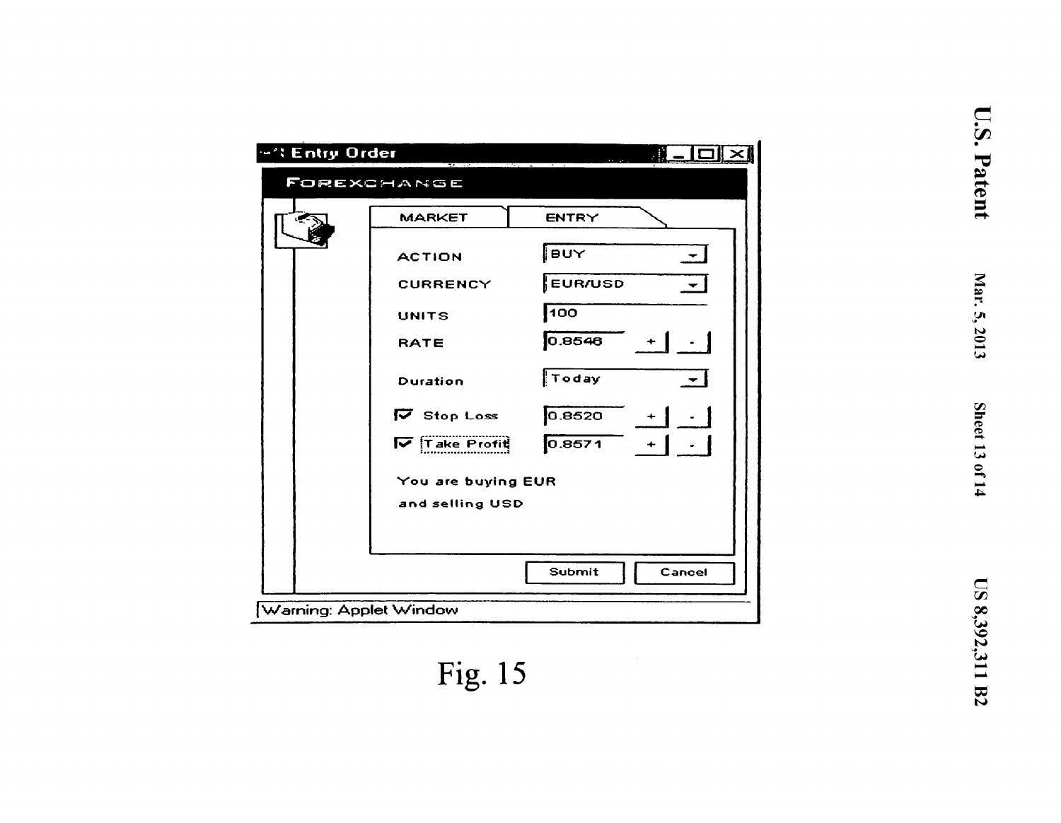Entry Order

FOREXCHANGE

MARKET | ENTRY

ACTION: BUY

CURRENCY: EUR/USD

UNITS: 100

RATE: 0.8546 + -

Duration: Today

☑ Stop Loss: 0.8520 + -

☑ Take Profit: 0.8571 + -

You are buying EUR and selling USD

Submit | Cancel

Warning: Applet Window

Fig. 15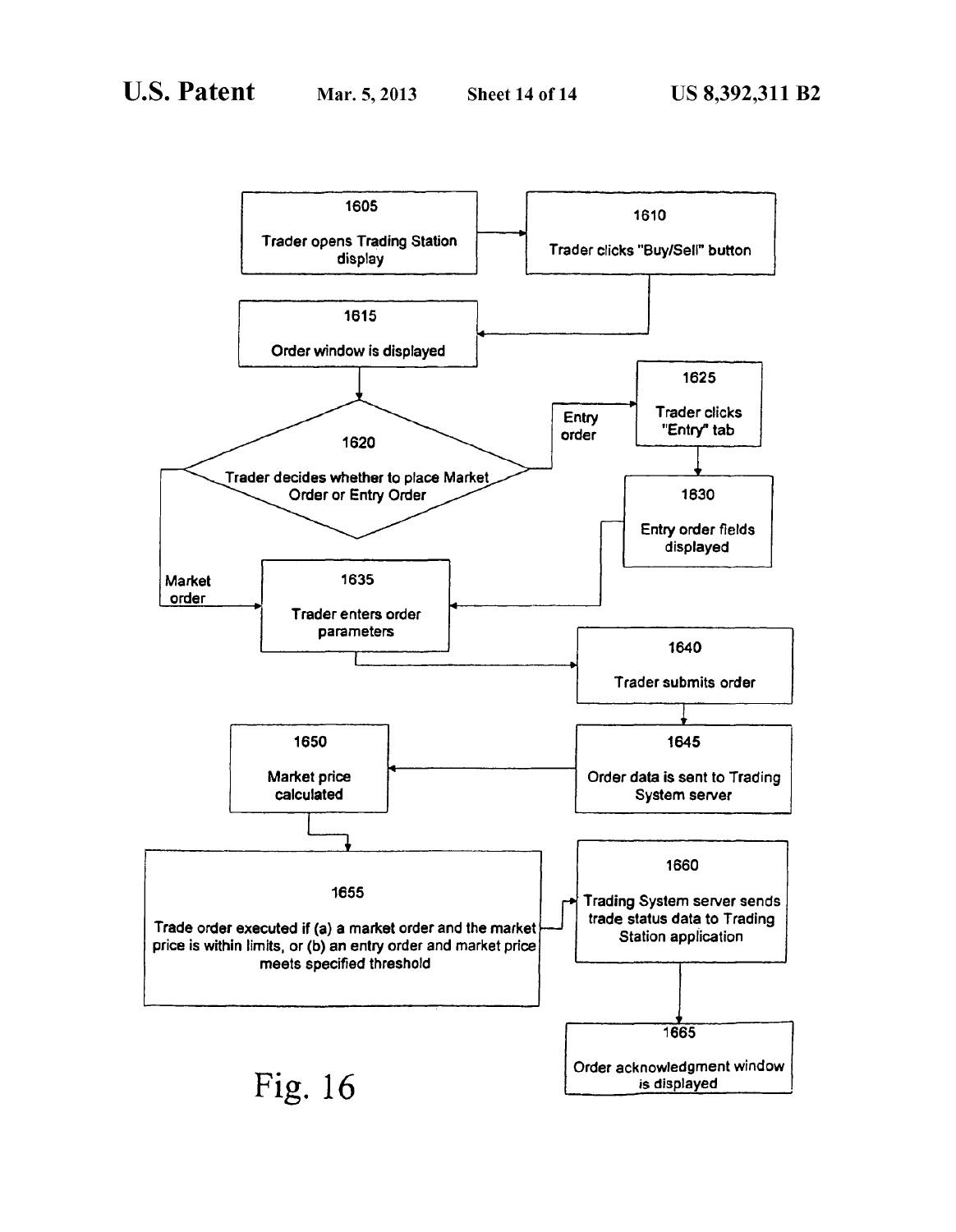1605

Trader opens Trading Station display

1610

Trader clicks "Buy/Sell" button

1615

Order window is displayed

1620

Trader decides whether to place Market Order or Entry Order

Entry order

1625

Trader clicks "Entry" tab

1630

Entry order fields displayed

Market order

1635

Trader enters order parameters

1640

Trader submits order

1645

Order data is sent to Trading System server

1650

Market price calculated

1655

Trade order executed if (a) a market order and the market price is within limits, or (b) an entry order and market price meets specified threshold

1660

Trading System server sends trade status data to Trading Station application

1665

Order acknowledgment window is displayed

Fig. 16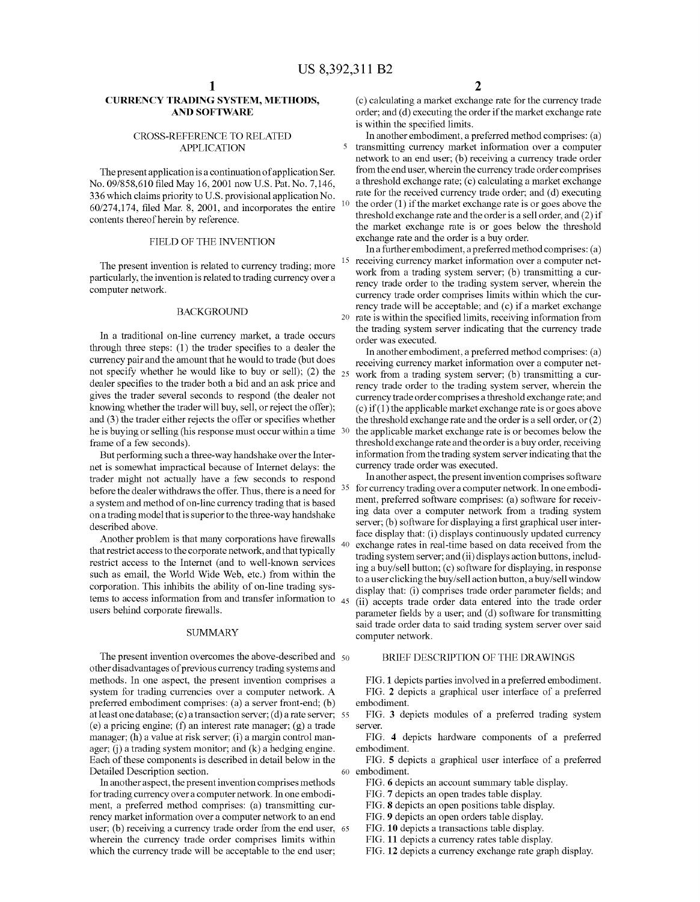# CURRENCY TRADING SYSTEM, METHODS, AND SOFTWARE

## CROSS-REFERENCE TO RELATED APPLICATION

The present application is a continuation of application Ser. No. 09/858,610 filed May 16, 2001 now U.S. Pat. No. 7,146, 336 which claims priority to U.S. provisional application No. 60/274,174, filed Mar. 8, 2001, and incorporates the entire contents thereof herein by reference.

## FIELD OF THE INVENTION

The present invention is related to currency trading; more particularly, the invention is related to trading currency over a computer network.

## BACKGROUND

In a traditional on-line currency market, a trade occurs through three steps: (1) the trader specifies to a dealer the currency pair and the amount that he would to trade (but does not specify whether he would like to buy or sell); (2) the dealer specifies to the trader both a bid and an ask price and gives the trader several seconds to respond (the dealer not knowing whether the trader will buy, sell, or reject the offer); and (3) the trader either rejects the offer or specifies whether he is buying or selling (his response must occur within a time frame of a few seconds).

But performing such a three-way handshake over the Internet is somewhat impractical because of Internet delays: the trader might not actually have a few seconds to respond before the dealer withdraws the offer. Thus, there is a need for a system and method of on-line currency trading that is based on a trading model that is superior to the three-way handshake described above.

Another problem is that many corporations have firewalls that restrict access to the corporate network, and that typically restrict access to the Internet (and to well-known services such as email, the World Wide Web, etc.) from within the corporation. This inhibits the ability of on-line trading systems to access information from and transfer information to users behind corporate firewalls.

## SUMMARY

The present invention overcomes the above-described and other disadvantages of previous currency trading systems and methods. In one aspect, the present invention comprises a system for trading currencies over a computer network. A preferred embodiment comprises: (a) a server front-end; (b) at least one database; (c) a transaction server; (d) a rate server; (e) a pricing engine; (f) an interest rate manager; (g) a trade manager; (h) a value at risk server; (i) a margin control manager; (j) a trading system monitor; and (k) a hedging engine. Each of these components is described in detail below in the Detailed Description section.

In another aspect, the present invention comprises methods for trading currency over a computer network. In one embodiment, a preferred method comprises: (a) transmitting currency market information over a computer network to an end user; (b) receiving a currency trade order from the end user, wherein the currency trade order comprises limits within which the currency trade will be acceptable to the end user; (c) calculating a market exchange rate for the currency trade order; and (d) executing the order if the market exchange rate is within the specified limits.

In another embodiment, a preferred method comprises: (a) transmitting currency market information over a computer network to an end user; (b) receiving a currency trade order from the end user, wherein the currency trade order comprises a threshold exchange rate; (c) calculating a market exchange rate for the received currency trade order; and (d) executing the order (1) if the market exchange rate is or goes above the threshold exchange rate and the order is a sell order, and (2) if the market exchange rate is or goes below the threshold exchange rate and the order is a buy order.

In a further embodiment, a preferred method comprises: (a) receiving currency market information over a computer network from a trading system server; (b) transmitting a currency trade order to the trading system server, wherein the currency trade order comprises limits within which the currency trade will be acceptable; and (c) if a market exchange rate is within the specified limits, receiving information from the trading system server indicating that the currency trade order was executed.

In another embodiment, a preferred method comprises: (a) receiving currency market information over a computer network from a trading system server; (b) transmitting a currency trade order to the trading system server, wherein the currency trade order comprises a threshold exchange rate; and (c) if (1) the applicable market exchange rate is or goes above the threshold exchange rate and the order is a sell order, or (2) the applicable market exchange rate is or becomes below the threshold exchange rate and the order is a buy order, receiving information from the trading system server indicating that the currency trade order was executed.

In another aspect, the present invention comprises software for currency trading over a computer network. In one embodiment, preferred software comprises: (a) software for receiving data over a computer network from a trading system server; (b) software for displaying a first graphical user interface display that: (i) displays continuously updated currency exchange rates in real-time based on data received from the trading system server; and (ii) displays action buttons, including a buy/sell button; (c) software for displaying, in response to a user clicking the buy/sell action button, a buy/sell window display that: (i) comprises trade order parameter fields; and (ii) accepts trade order data entered into the trade order parameter fields by a user; and (d) software for transmitting said trade order data to said trading system server over said computer network.

## BRIEF DESCRIPTION OF THE DRAWINGS

FIG. 1 depicts parties involved in a preferred embodiment.

FIG. 2 depicts a graphical user interface of a preferred embodiment.

FIG. 3 depicts modules of a preferred trading system server.

FIG. 4 depicts hardware components of a preferred embodiment.

FIG. 5 depicts a graphical user interface of a preferred embodiment.

FIG. 6 depicts an account summary table display.

FIG. 7 depicts an open trades table display.

FIG. 8 depicts an open positions table display.

FIG. 9 depicts an open orders table display.

FIG. 10 depicts a transactions table display.

FIG. 11 depicts a currency rates table display.

FIG. 12 depicts a currency exchange rate graph display.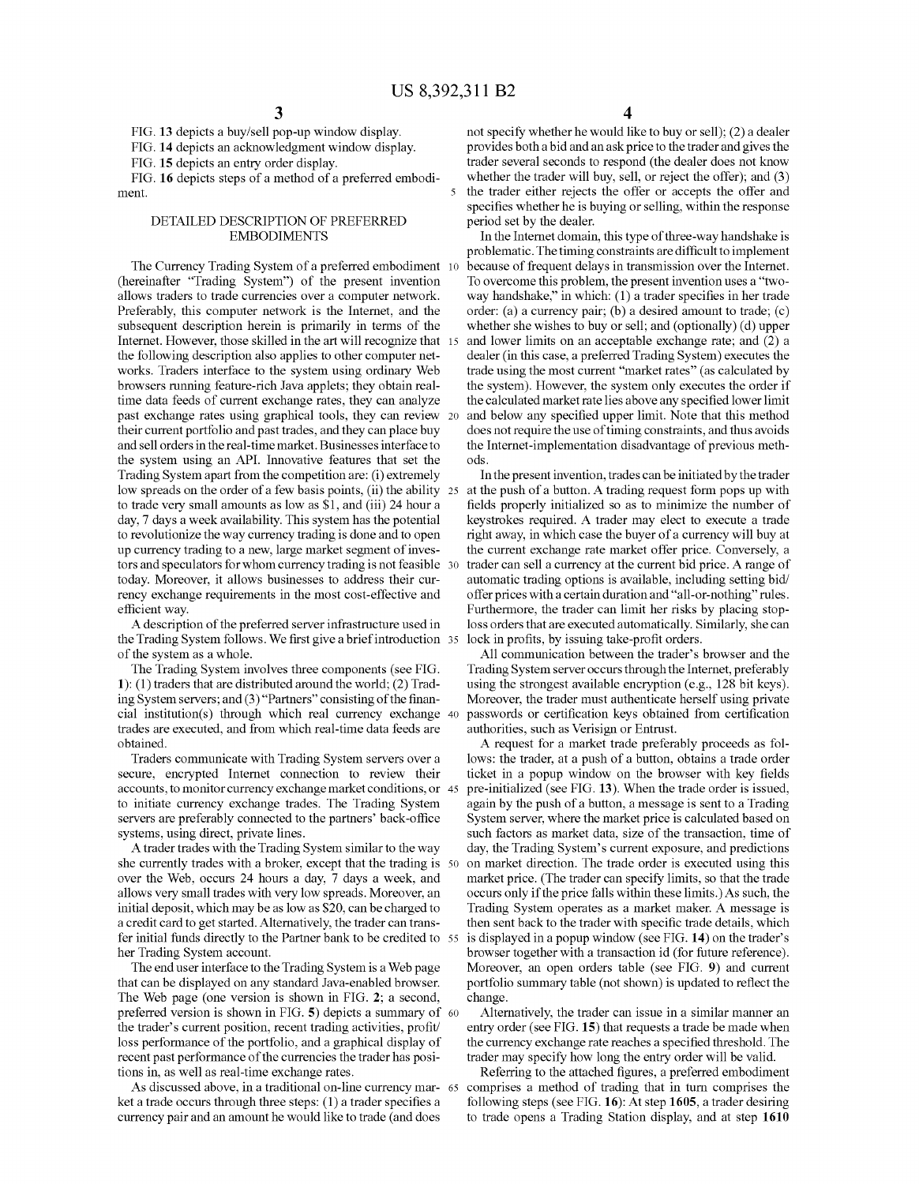FIG. 13 depicts a buy/sell pop-up window display.

FIG. 14 depicts an acknowledgment window display.

FIG. 15 depicts an entry order display.

FIG. 16 depicts steps of a method of a preferred embodiment.

## DETAILED DESCRIPTION OF PREFERRED EMBODIMENTS

The Currency Trading System of a preferred embodiment (hereinafter "Trading System") of the present invention allows traders to trade currencies over a computer network. Preferably, this computer network is the Internet, and the subsequent description herein is primarily in terms of the Internet. However, those skilled in the art will recognize that the following description also applies to other computer networks. Traders interface to the system using ordinary Web browsers running feature-rich Java applets; they obtain real-time data feeds of current exchange rates, they can analyze past exchange rates using graphical tools, they can review their current portfolio and past trades, and they can place buy and sell orders in the real-time market. Businesses interface to the system using an API. Innovative features that set the Trading System apart from the competition are: (i) extremely low spreads on the order of a few basis points, (ii) the ability to trade very small amounts as low as $1, and (iii) 24 hour a day, 7 days a week availability. This system has the potential to revolutionize the way currency trading is done and to open up currency trading to a new, large market segment of investors and speculators for whom currency trading is not feasible today. Moreover, it allows businesses to address their currency exchange requirements in the most cost-effective and efficient way.

A description of the preferred server infrastructure used in the Trading System follows. We first give a brief introduction of the system as a whole.

The Trading System involves three components (see FIG. 1): (1) traders that are distributed around the world; (2) Trading System servers; and (3) "Partners" consisting of the financial institution(s) through which real currency exchange trades are executed, and from which real-time data feeds are obtained.

Traders communicate with Trading System servers over a secure, encrypted Internet connection to review their accounts, to monitor currency exchange market conditions, or to initiate currency exchange trades. The Trading System servers are preferably connected to the partners' back-office systems, using direct, private lines.

A trader trades with the Trading System similar to the way she currently trades with a broker, except that the trading is over the Web, occurs 24 hours a day, 7 days a week, and allows very small trades with very low spreads. Moreover, an initial deposit, which may be as low as $20, can be charged to a credit card to get started. Alternatively, the trader can transfer initial funds directly to the Partner bank to be credited to her Trading System account.

The end user interface to the Trading System is a Web page that can be displayed on any standard Java-enabled browser. The Web page (one version is shown in FIG. 2; a second, preferred version is shown in FIG. 5) depicts a summary of the trader's current position, recent trading activities, profit/loss performance of the portfolio, and a graphical display of recent past performance of the currencies the trader has positions in, as well as real-time exchange rates.

As discussed above, in a traditional on-line currency market a trade occurs through three steps: (1) a trader specifies a currency pair and an amount he would like to trade (and does not specify whether he would like to buy or sell); (2) a dealer provides both a bid and an ask price to the trader and gives the trader several seconds to respond (the dealer does not know whether the trader will buy, sell, or reject the offer); and (3) the trader either rejects the offer or accepts the offer and specifies whether he is buying or selling, within the response period set by the dealer.

In the Internet domain, this type of three-way handshake is problematic. The timing constraints are difficult to implement because of frequent delays in transmission over the Internet. To overcome this problem, the present invention uses a "two-way handshake," in which: (1) a trader specifies in her trade order: (a) a currency pair; (b) a desired amount to trade; (c) whether she wishes to buy or sell; and (optionally) (d) upper and lower limits on an acceptable exchange rate; and (2) a dealer (in this case, a preferred Trading System) executes the trade using the most current "market rates" (as calculated by the system). However, the system only executes the order if the calculated market rate lies above any specified lower limit and below any specified upper limit. Note that this method does not require the use of timing constraints, and thus avoids the Internet-implementation disadvantage of previous methods.

In the present invention, trades can be initiated by the trader at the push of a button. A trading request form pops up with fields properly initialized so as to minimize the number of keystrokes required. A trader may elect to execute a trade right away, in which case the buyer of a currency will buy at the current exchange rate market offer price. Conversely, a trader can sell a currency at the current bid price. A range of automatic trading options is available, including setting bid/offer prices with a certain duration and "all-or-nothing" rules. Furthermore, the trader can limit her risks by placing stop-loss orders that are executed automatically. Similarly, she can lock in profits, by issuing take-profit orders.

All communication between the trader's browser and the Trading System server occurs through the Internet, preferably using the strongest available encryption (e.g., 128 bit keys). Moreover, the trader must authenticate herself using private passwords or certification keys obtained from certification authorities, such as Verisign or Entrust.

A request for a market trade preferably proceeds as follows: the trader, at a push of a button, obtains a trade order ticket in a popup window on the browser with key fields pre-initialized (see FIG. 13). When the trade order is issued, again by the push of a button, a message is sent to a Trading System server, where the market price is calculated based on such factors as market data, size of the transaction, time of day, the Trading System's current exposure, and predictions on market direction. The trade order is executed using this market price. (The trader can specify limits, so that the trade occurs only if the price falls within these limits.) As such, the Trading System operates as a market maker. A message is then sent back to the trader with specific trade details, which is displayed in a popup window (see FIG. 14) on the trader's browser together with a transaction id (for future reference). Moreover, an open orders table (see FIG. 9) and current portfolio summary table (not shown) is updated to reflect the change.

Alternatively, the trader can issue in a similar manner an entry order (see FIG. 15) that requests a trade be made when the currency exchange rate reaches a specified threshold. The trader may specify how long the entry order will be valid.

Referring to the attached figures, a preferred embodiment comprises a method of trading that in turn comprises the following steps (see FIG. 16): At step 1605, a trader desiring to trade opens a Trading Station display, and at step 1610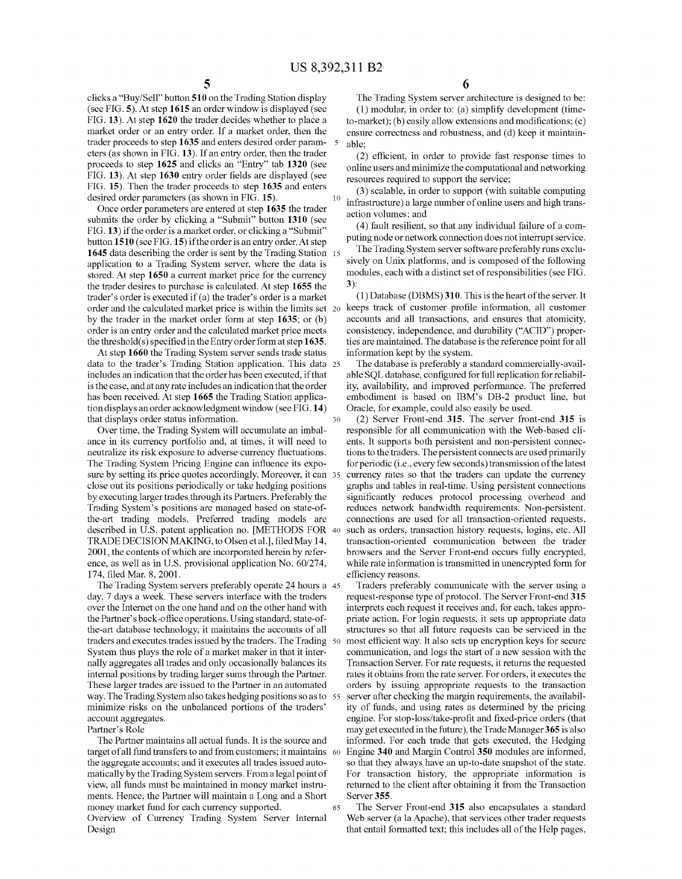clicks a "Buy/Sell" button **510** on the Trading Station display (see FIG. **5**). At step **1615** an order window is displayed (see FIG. **13**). At step **1620** the trader decides whether to place a market order or an entry order. If a market order, then the trader proceeds to step **1635** and enters desired order parameters (as shown in FIG. **13**). If an entry order, then the trader proceeds to step **1625** and clicks an "Entry" tab **1320** (see FIG. **13**). At step **1630** entry order fields are displayed (see FIG. **15**). Then the trader proceeds to step **1635** and enters desired order parameters (as shown in FIG. **15**).

Once order parameters are entered at step **1635** the trader submits the order by clicking a "Submit" button **1310** (see FIG. **13**) if the order is a market order, or clicking a "Submit" button **1510** (see FIG. **15**) if the order is an entry order. At step **1645** data describing the order is sent by the Trading Station application to a Trading System server, where the data is stored. At step **1650** a current market price for the currency the trader desires to purchase is calculated. At step **1655** the trader's order is executed if (a) the trader's order is a market order and the calculated market price is within the limits set by the trader in the market order form at step **1635**; or (b) order is an entry order and the calculated market price meets the threshold(s) specified in the Entry order form at step **1635**.

At step **1660** the Trading System server sends trade status data to the trader's Trading Station application. This data includes an indication that the order has been executed, if that is the case, and at any rate includes an indication that the order has been received. At step **1665** the Trading Station application displays an order acknowledgment window (see FIG. **14**) that displays order status information.

Over time, the Trading System will accumulate an imbalance in its currency portfolio and, at times, it will need to neutralize its risk exposure to adverse currency fluctuations. The Trading System Pricing Engine can influence its exposure by setting its price quotes accordingly. Moreover, it can close out its positions periodically or take hedging positions by executing larger trades through its Partners. Preferably the Trading System's positions are managed based on state-of-the-art trading models. Preferred trading models are described in U.S. patent application no. [METHODS FOR TRADE DECISION MAKING, to Olsen et al.], filed May 14, 2001, the contents of which are incorporated herein by reference, as well as in U.S. provisional application No. 60/274,174, filed Mar. 8, 2001.

The Trading System servers preferably operate 24 hours a day, 7 days a week. These servers interface with the traders over the Internet on the one hand and on the other hand with the Partner's back-office operations. Using standard, state-of-the-art database technology, it maintains the accounts of all traders and executes trades issued by the traders. The Trading System thus plays the role of a market maker in that it internally aggregates all trades and only occasionally balances its internal positions by trading larger sums through the Partner. These larger trades are issued to the Partner in an automated way. The Trading System also takes hedging positions so as to minimize risks on the unbalanced portions of the traders' account aggregates.

Partner's Role

The Partner maintains all actual funds. It is the source and target of all fund transfers to and from customers; it maintains the aggregate accounts; and it executes all trades issued automatically by the Trading System servers. From a legal point of view, all funds must be maintained in money market instruments. Hence, the Partner will maintain a Long and a Short money market fund for each currency supported.

Overview of Currency Trading System Server Internal Design

The Trading System server architecture is designed to be:

(1) modular, in order to: (a) simplify development (time-to-market); (b) easily allow extensions and modifications; (c) ensure correctness and robustness, and (d) keep it maintainable;

(2) efficient, in order to provide fast response times to online users and minimize the computational and networking resources required to support the service;

(3) scalable, in order to support (with suitable computing infrastructure) a large number of online users and high transaction volumes; and

(4) fault resilient, so that any individual failure of a computing node or network connection does not interrupt service.

The Trading System server software preferably runs exclusively on Unix platforms, and is composed of the following modules, each with a distinct set of responsibilities (see FIG. **3**):

(1) Database (DBMS) **310**. This is the heart of the server. It keeps track of customer profile information, all customer accounts and all transactions, and ensures that atomicity, consistency, independence, and durability ("ACID") properties are maintained. The database is the reference point for all information kept by the system.

The database is preferably a standard commercially-available SQL database, configured for full replication for reliability, availability, and improved performance. The preferred embodiment is based on IBM's DB-2 product line, but Oracle, for example, could also easily be used.

(2) Server Front-end **315**. The server front-end **315** is responsible for all communication with the Web-based clients. It supports both persistent and non-persistent connections to the traders. The persistent connects are used primarily for periodic (i.e., every few seconds) transmission of the latest currency rates so that the traders can update the currency graphs and tables in real-time. Using persistent connections significantly reduces protocol processing overhead and reduces network bandwidth requirements. Non-persistent. connections are used for all transaction-oriented requests, such as orders, transaction history requests, logins, etc. All transaction-oriented communication between the trader browsers and the Server Front-end occurs fully encrypted, while rate information is transmitted in unencrypted form for efficiency reasons.

Traders preferably communicate with the server using a request-response type of protocol. The Server Front-end **315** interprets each request it receives and, for each, takes appropriate action. For login requests, it sets up appropriate data structures so that all future requests can be serviced in the most efficient way. It also sets up encryption keys for secure communication, and logs the start of a new session with the Transaction Server. For rate requests, it returns the requested rates it obtains from the rate server. For orders, it executes the orders by issuing appropriate requests to the transaction server after checking the margin requirements, the availability of funds, and using rates as determined by the pricing engine. For stop-loss/take-profit and fixed-price orders (that may get executed in the future), the Trade Manager **365** is also informed. For each trade that gets executed, the Hedging Engine **340** and Margin Control **350** modules are informed, so that they always have an up-to-date snapshot of the state. For transaction history, the appropriate information is returned to the client after obtaining it from the Transaction Server **355**.

The Server Front-end **315** also encapsulates a standard Web server (a la Apache), that services other trader requests that entail formatted text; this includes all of the Help pages,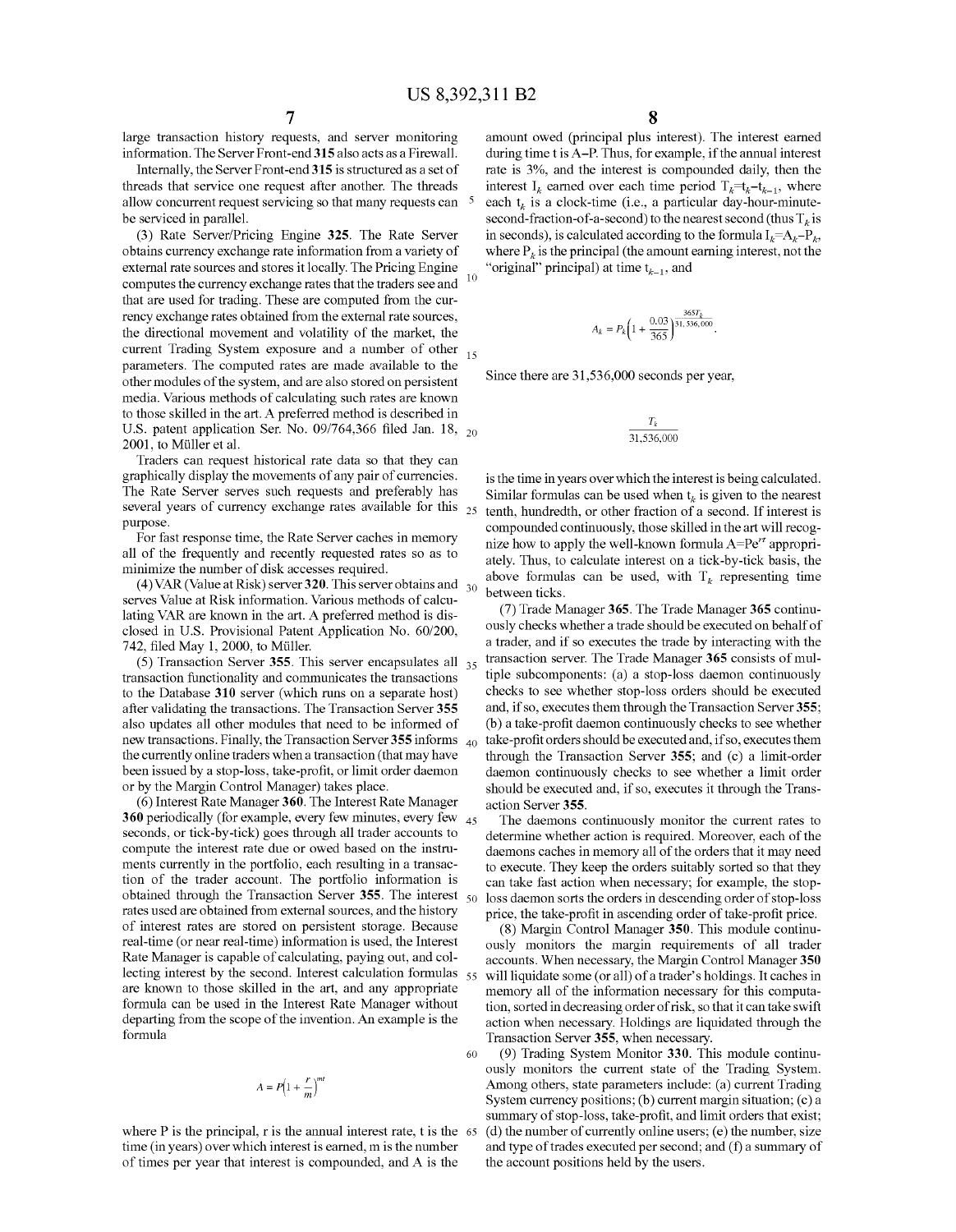large transaction history requests, and server monitoring information. The Server Front-end **315** also acts as a Firewall.

Internally, the Server Front-end **315** is structured as a set of threads that service one request after another. The threads allow concurrent request servicing so that many requests can be serviced in parallel.

(3) Rate Server/Pricing Engine **325**. The Rate Server obtains currency exchange rate information from a variety of external rate sources and stores it locally. The Pricing Engine computes the currency exchange rates that the traders see and that are used for trading. These are computed from the currency exchange rates obtained from the external rate sources, the directional movement and volatility of the market, the current Trading System exposure and a number of other parameters. The computed rates are made available to the other modules of the system, and are also stored on persistent media. Various methods of calculating such rates are known to those skilled in the art. A preferred method is described in U.S. patent application Ser. No. 09/764,366 filed Jan. 18, 2001, to Müller et al.

Traders can request historical rate data so that they can graphically display the movements of any pair of currencies. The Rate Server serves such requests and preferably has several years of currency exchange rates available for this purpose.

For fast response time, the Rate Server caches in memory all of the frequently and recently requested rates so as to minimize the number of disk accesses required.

(4) VAR (Value at Risk) server **320**. This server obtains and serves Value at Risk information. Various methods of calculating VAR are known in the art. A preferred method is disclosed in U.S. Provisional Patent Application No. 60/200,742, filed May 1, 2000, to Müller.

(5) Transaction Server **355**. This server encapsulates all transaction functionality and communicates the transactions to the Database **310** server (which runs on a separate host) after validating the transactions. The Transaction Server **355** also updates all other modules that need to be informed of new transactions. Finally, the Transaction Server **355** informs the currently online traders when a transaction (that may have been issued by a stop-loss, take-profit, or limit order daemon or by the Margin Control Manager) takes place.

(6) Interest Rate Manager **360**. The Interest Rate Manager **360** periodically (for example, every few minutes, every few seconds, or tick-by-tick) goes through all trader accounts to compute the interest rate due or owed based on the instruments currently in the portfolio, each resulting in a transaction of the trader account. The portfolio information is obtained through the Transaction Server **355**. The interest rates used are obtained from external sources, and the history of interest rates are stored on persistent storage. Because real-time (or near real-time) information is used, the Interest Rate Manager is capable of calculating, paying out, and collecting interest by the second. Interest calculation formulas are known to those skilled in the art, and any appropriate formula can be used in the Interest Rate Manager without departing from the scope of the invention. An example is the formula

$$A = P\left(1 + \frac{r}{m}\right)^{mt}$$

where P is the principal, r is the annual interest rate, t is the time (in years) over which interest is earned, m is the number of times per year that interest is compounded, and A is the amount owed (principal plus interest). The interest earned during time t is A−P. Thus, for example, if the annual interest rate is 3%, and the interest is compounded daily, then the interest $I_k$ earned over each time period $T_k=t_k-t_{k-1}$, where each $t_k$ is a clock-time (i.e., a particular day-hour-minute-second-fraction-of-a-second) to the nearest second (thus $T_k$ is in seconds), is calculated according to the formula $I_k=A_k-P_k$, where $P_k$ is the principal (the amount earning interest, not the "original" principal) at time $t_{k-1}$, and

$$A_k = P_k\left(1 + \frac{0.03}{365}\right)^{\frac{365T_k}{31,536,000}}.$$

Since there are 31,536,000 seconds per year,

$$\frac{T_k}{31,536,000}$$

is the time in years over which the interest is being calculated. Similar formulas can be used when $t_k$ is given to the nearest tenth, hundredth, or other fraction of a second. If interest is compounded continuously, those skilled in the art will recognize how to apply the well-known formula $A=Pe^{rt}$ appropriately. Thus, to calculate interest on a tick-by-tick basis, the above formulas can be used, with $T_k$ representing time between ticks.

(7) Trade Manager **365**. The Trade Manager **365** continuously checks whether a trade should be executed on behalf of a trader, and if so executes the trade by interacting with the transaction server. The Trade Manager **365** consists of multiple subcomponents: (a) a stop-loss daemon continuously checks to see whether stop-loss orders should be executed and, if so, executes them through the Transaction Server **355**; (b) a take-profit daemon continuously checks to see whether take-profit orders should be executed and, if so, executes them through the Transaction Server **355**; and (c) a limit-order daemon continuously checks to see whether a limit order should be executed and, if so, executes it through the Transaction Server **355**.

The daemons continuously monitor the current rates to determine whether action is required. Moreover, each of the daemons caches in memory all of the orders that it may need to execute. They keep the orders suitably sorted so that they can take fast action when necessary; for example, the stop-loss daemon sorts the orders in descending order of stop-loss price, the take-profit in ascending order of take-profit price.

(8) Margin Control Manager **350**. This module continuously monitors the margin requirements of all trader accounts. When necessary, the Margin Control Manager **350** will liquidate some (or all) of a trader's holdings. It caches in memory all of the information necessary for this computation, sorted in decreasing order of risk, so that it can take swift action when necessary. Holdings are liquidated through the Transaction Server **355**, when necessary.

(9) Trading System Monitor **330**. This module continuously monitors the current state of the Trading System. Among others, state parameters include: (a) current Trading System currency positions; (b) current margin situation; (c) a summary of stop-loss, take-profit, and limit orders that exist; (d) the number of currently online users; (e) the number, size and type of trades executed per second; and (f) a summary of the account positions held by the users.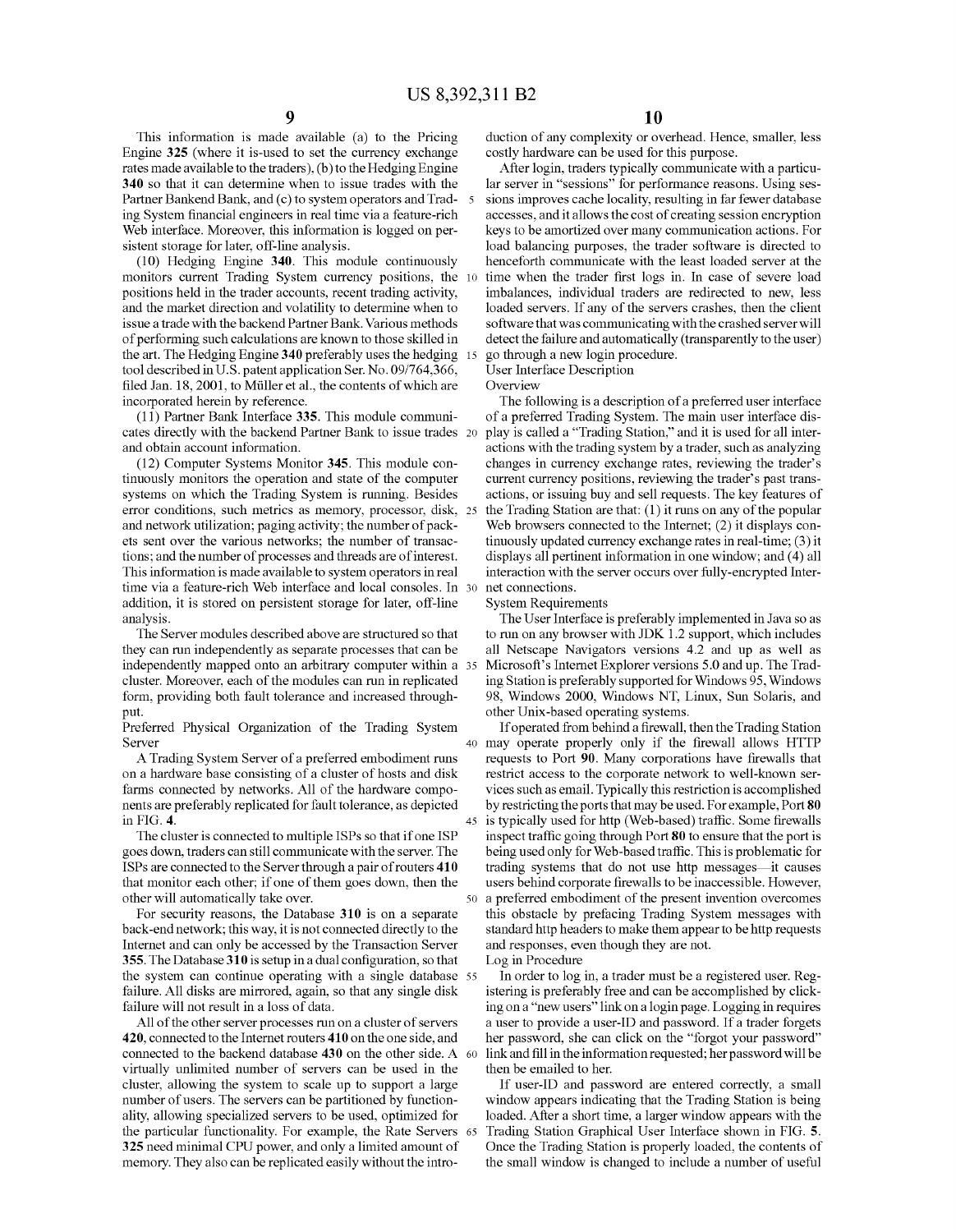This information is made available (a) to the Pricing Engine **325** (where it is-used to set the currency exchange rates made available to the traders), (b) to the Hedging Engine **340** so that it can determine when to issue trades with the Partner Bankend Bank, and (c) to system operators and Trading System financial engineers in real time via a feature-rich Web interface. Moreover, this information is logged on persistent storage for later, off-line analysis.

(10) Hedging Engine **340**. This module continuously monitors current Trading System currency positions, the positions held in the trader accounts, recent trading activity, and the market direction and volatility to determine when to issue a trade with the backend Partner Bank. Various methods of performing such calculations are known to those skilled in the art. The Hedging Engine **340** preferably uses the hedging tool described in U.S. patent application Ser. No. 09/764,366, filed Jan. 18, 2001, to Müller et al., the contents of which are incorporated herein by reference.

(11) Partner Bank Interface **335**. This module communicates directly with the backend Partner Bank to issue trades and obtain account information.

(12) Computer Systems Monitor **345**. This module continuously monitors the operation and state of the computer systems on which the Trading System is running. Besides error conditions, such metrics as memory, processor, disk, and network utilization; paging activity; the number of packets sent over the various networks; the number of transactions; and the number of processes and threads are of interest. This information is made available to system operators in real time via a feature-rich Web interface and local consoles. In addition, it is stored on persistent storage for later, off-line analysis.

The Server modules described above are structured so that they can run independently as separate processes that can be independently mapped onto an arbitrary computer within a cluster. Moreover, each of the modules can run in replicated form, providing both fault tolerance and increased throughput.

Preferred Physical Organization of the Trading System Server

A Trading System Server of a preferred embodiment runs on a hardware base consisting of a cluster of hosts and disk farms connected by networks. All of the hardware components are preferably replicated for fault tolerance, as depicted in FIG. **4**.

The cluster is connected to multiple ISPs so that if one ISP goes down, traders can still communicate with the server. The ISPs are connected to the Server through a pair of routers **410** that monitor each other; if one of them goes down, then the other will automatically take over.

For security reasons, the Database **310** is on a separate back-end network; this way, it is not connected directly to the Internet and can only be accessed by the Transaction Server **355**. The Database **310** is setup in a dual configuration, so that the system can continue operating with a single database failure. All disks are mirrored, again, so that any single disk failure will not result in a loss of data.

All of the other server processes run on a cluster of servers **420**, connected to the Internet routers **410** on the one side, and connected to the backend database **430** on the other side. A virtually unlimited number of servers can be used in the cluster, allowing the system to scale up to support a large number of users. The servers can be partitioned by functionality, allowing specialized servers to be used, optimized for the particular functionality. For example, the Rate Servers **325** need minimal CPU power, and only a limited amount of memory. They also can be replicated easily without the introduction of any complexity or overhead. Hence, smaller, less costly hardware can be used for this purpose.

After login, traders typically communicate with a particular server in "sessions" for performance reasons. Using sessions improves cache locality, resulting in far fewer database accesses, and it allows the cost of creating session encryption keys to be amortized over many communication actions. For load balancing purposes, the trader software is directed to henceforth communicate with the least loaded server at the time when the trader first logs in. In case of severe load imbalances, individual traders are redirected to new, less loaded servers. If any of the servers crashes, then the client software that was communicating with the crashed server will detect the failure and automatically (transparently to the user) go through a new login procedure.

User Interface Description

Overview

The following is a description of a preferred user interface of a preferred Trading System. The main user interface display is called a "Trading Station," and it is used for all interactions with the trading system by a trader, such as analyzing changes in currency exchange rates, reviewing the trader's current currency positions, reviewing the trader's past transactions, or issuing buy and sell requests. The key features of the Trading Station are that: (1) it runs on any of the popular Web browsers connected to the Internet; (2) it displays continuously updated currency exchange rates in real-time; (3) it displays all pertinent information in one window; and (4) all interaction with the server occurs over fully-encrypted Internet connections.

System Requirements

The User Interface is preferably implemented in Java so as to run on any browser with JDK 1.2 support, which includes all Netscape Navigators versions 4.2 and up as well as Microsoft's Internet Explorer versions 5.0 and up. The Trading Station is preferably supported for Windows 95, Windows 98, Windows 2000, Windows NT, Linux, Sun Solaris, and other Unix-based operating systems.

If operated from behind a firewall, then the Trading Station may operate properly only if the firewall allows HTTP requests to Port **90**. Many corporations have firewalls that restrict access to the corporate network to well-known services such as email. Typically this restriction is accomplished by restricting the ports that may be used. For example, Port **80** is typically used for http (Web-based) traffic. Some firewalls inspect traffic going through Port **80** to ensure that the port is being used only for Web-based traffic. This is problematic for trading systems that do not use http messages—it causes users behind corporate firewalls to be inaccessible. However, a preferred embodiment of the present invention overcomes this obstacle by prefacing Trading System messages with standard http headers to make them appear to be http requests and responses, even though they are not.

Log in Procedure

In order to log in, a trader must be a registered user. Registering is preferably free and can be accomplished by clicking on a "new users" link on a login page. Logging in requires a user to provide a user-ID and password. If a trader forgets her password, she can click on the "forgot your password" link and fill in the information requested; her password will be then be emailed to her.

If user-ID and password are entered correctly, a small window appears indicating that the Trading Station is being loaded. After a short time, a larger window appears with the Trading Station Graphical User Interface shown in FIG. **5**. Once the Trading Station is properly loaded, the contents of the small window is changed to include a number of useful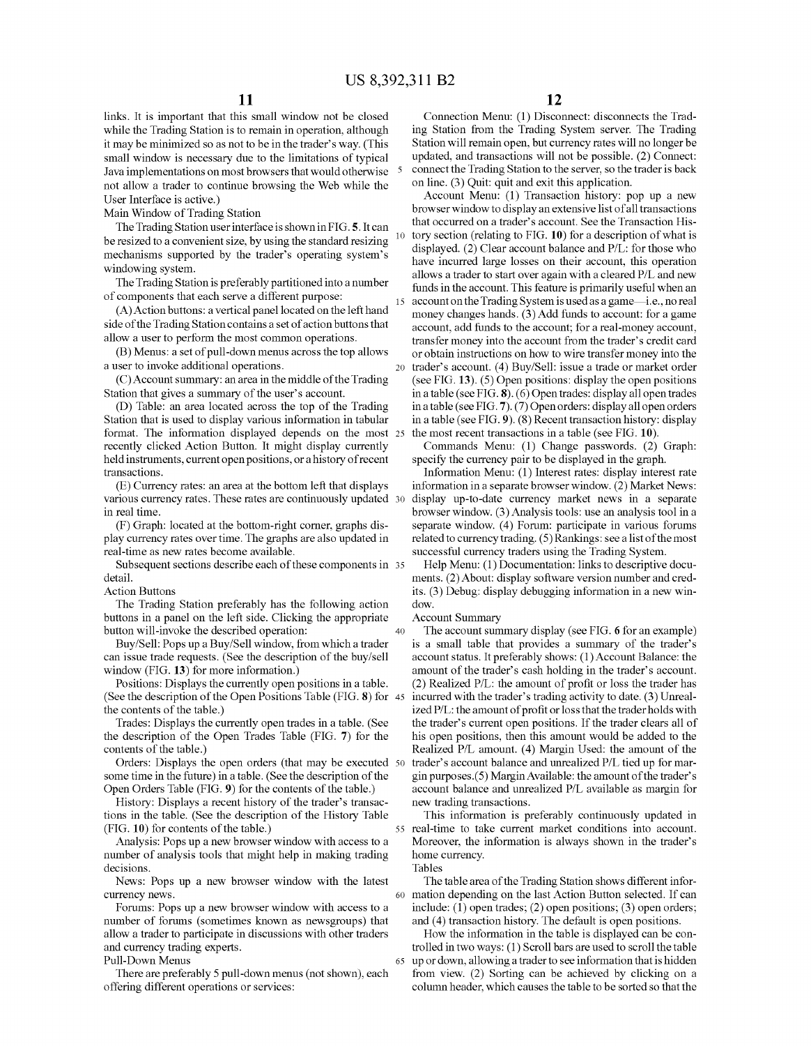links. It is important that this small window not be closed while the Trading Station is to remain in operation, although it may be minimized so as not to be in the trader's way. (This small window is necessary due to the limitations of typical Java implementations on most browsers that would otherwise not allow a trader to continue browsing the Web while the User Interface is active.)

Main Window of Trading Station

The Trading Station user interface is shown in FIG. 5. It can be resized to a convenient size, by using the standard resizing mechanisms supported by the trader's operating system's windowing system.

The Trading Station is preferably partitioned into a number of components that each serve a different purpose:

(A) Action buttons: a vertical panel located on the left hand side of the Trading Station contains a set of action buttons that allow a user to perform the most common operations.

(B) Menus: a set of pull-down menus across the top allows a user to invoke additional operations.

(C) Account summary: an area in the middle of the Trading Station that gives a summary of the user's account.

(D) Table: an area located across the top of the Trading Station that is used to display various information in tabular format. The information displayed depends on the most recently clicked Action Button. It might display currently held instruments, current open positions, or a history of recent transactions.

(E) Currency rates: an area at the bottom left that displays various currency rates. These rates are continuously updated in real time.

(F) Graph: located at the bottom-right corner, graphs display currency rates over time. The graphs are also updated in real-time as new rates become available.

Subsequent sections describe each of these components in detail.

Action Buttons

The Trading Station preferably has the following action buttons in a panel on the left side. Clicking the appropriate button will invoke the described operation:

Buy/Sell: Pops up a Buy/Sell window, from which a trader can issue trade requests. (See the description of the buy/sell window (FIG. 13) for more information.)

Positions: Displays the currently open positions in a table. (See the description of the Open Positions Table (FIG. 8) for the contents of the table.)

Trades: Displays the currently open trades in a table. (See the description of the Open Trades Table (FIG. 7) for the contents of the table.)

Orders: Displays the open orders (that may be executed some time in the future) in a table. (See the description of the Open Orders Table (FIG. 9) for the contents of the table.)

History: Displays a recent history of the trader's transactions in the table. (See the description of the History Table (FIG. 10) for contents of the table.)

Analysis: Pops up a new browser window with access to a number of analysis tools that might help in making trading decisions.

News: Pops up a new browser window with the latest currency news.

Forums: Pops up a new browser window with access to a number of forums (sometimes known as newsgroups) that allow a trader to participate in discussions with other traders and currency trading experts.

Pull-Down Menus

There are preferably 5 pull-down menus (not shown), each offering different operations or services:

Connection Menu: (1) Disconnect: disconnects the Trading Station from the Trading System server. The Trading Station will remain open, but currency rates will no longer be updated, and transactions will not be possible. (2) Connect: connect the Trading Station to the server, so the trader is back on line. (3) Quit: quit and exit this application.

Account Menu: (1) Transaction history: pop up a new browser window to display an extensive list of all transactions that occurred on a trader's account. See the Transaction History section (relating to FIG. 10) for a description of what is displayed. (2) Clear account balance and P/L: for those who have incurred large losses on their account, this operation allows a trader to start over again with a cleared P/L and new funds in the account. This feature is primarily useful when an account on the Trading System is used as a game—i.e., no real money changes hands. (3) Add funds to account: for a game account, add funds to the account; for a real-money account, transfer money into the account from the trader's credit card or obtain instructions on how to wire transfer money into the trader's account. (4) Buy/Sell: issue a trade or market order (see FIG. 13). (5) Open positions: display the open positions in a table (see FIG. 8). (6) Open trades: display all open trades in a table (see FIG. 7). (7) Open orders: display all open orders in a table (see FIG. 9). (8) Recent transaction history: display the most recent transactions in a table (see FIG. 10).

Commands Menu: (1) Change passwords. (2) Graph: specify the currency pair to be displayed in the graph.

Information Menu: (1) Interest rates: display interest rate information in a separate browser window. (2) Market News: display up-to-date currency market news in a separate browser window. (3) Analysis tools: use an analysis tool in a separate window. (4) Forum: participate in various forums related to currency trading. (5) Rankings: see a list of the most successful currency traders using the Trading System.

Help Menu: (1) Documentation: links to descriptive documents. (2) About: display software version number and credits. (3) Debug: display debugging information in a new window.

Account Summary

The account summary display (see FIG. 6 for an example) is a small table that provides a summary of the trader's account status. It preferably shows: (1) Account Balance: the amount of the trader's cash holding in the trader's account. (2) Realized P/L: the amount of profit or loss the trader has incurred with the trader's trading activity to date. (3) Unrealized P/L: the amount of profit or loss that the trader holds with the trader's current open positions. If the trader clears all of his open positions, then this amount would be added to the Realized P/L amount. (4) Margin Used: the amount of the trader's account balance and unrealized P/L tied up for margin purposes.(5) Margin Available: the amount of the trader's account balance and unrealized P/L available as margin for new trading transactions.

This information is preferably continuously updated in real-time to take current market conditions into account. Moreover, the information is always shown in the trader's home currency.

Tables

The table area of the Trading Station shows different information depending on the last Action Button selected. If can include: (1) open trades; (2) open positions; (3) open orders; and (4) transaction history. The default is open positions.

How the information in the table is displayed can be controlled in two ways: (1) Scroll bars are used to scroll the table up or down, allowing a trader to see information that is hidden from view. (2) Sorting can be achieved by clicking on a column header, which causes the table to be sorted so that the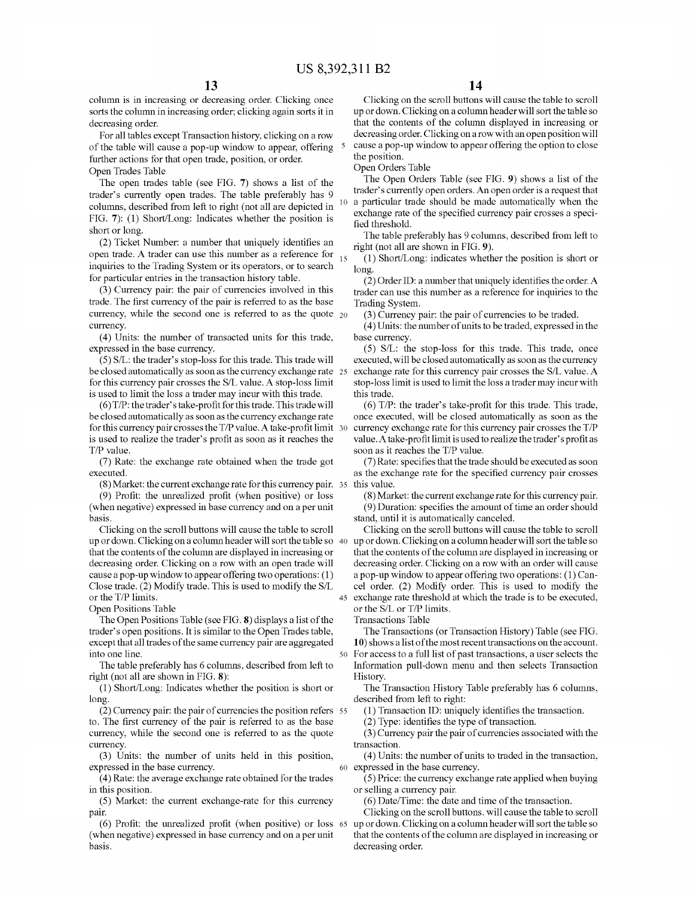column is in increasing or decreasing order. Clicking once sorts the column in increasing order; clicking again sorts it in decreasing order.

For all tables except Transaction history, clicking on a row of the table will cause a pop-up window to appear, offering further actions for that open trade, position, or order.

Open Trades Table

The open trades table (see FIG. 7) shows a list of the trader's currently open trades. The table preferably has 9 columns, described from left to right (not all are depicted in FIG. 7): (1) Short/Long: Indicates whether the position is short or long.

(2) Ticket Number: a number that uniquely identifies an open trade. A trader can use this number as a reference for inquiries to the Trading System or its operators, or to search for particular entries in the transaction history table.

(3) Currency pair: the pair of currencies involved in this trade. The first currency of the pair is referred to as the base currency, while the second one is referred to as the quote currency.

(4) Units: the number of transacted units for this trade, expressed in the base currency.

(5) S/L: the trader's stop-loss for this trade. This trade will be closed automatically as soon as the currency exchange rate for this currency pair crosses the S/L value. A stop-loss limit is used to limit the loss a trader may incur with this trade.

(6) T/P: the trader's take-profit for this trade. This trade will be closed automatically as soon as the currency exchange rate for this currency pair crosses the T/P value. A take-profit limit is used to realize the trader's profit as soon as it reaches the T/P value.

(7) Rate: the exchange rate obtained when the trade got executed.

(8) Market: the current exchange rate for this currency pair.

(9) Profit: the unrealized profit (when positive) or loss (when negative) expressed in base currency and on a per unit basis.

Clicking on the scroll buttons will cause the table to scroll up or down. Clicking on a column header will sort the table so that the contents of the column are displayed in increasing or decreasing order. Clicking on a row with an open trade will cause a pop-up window to appear offering two operations: (1) Close trade. (2) Modify trade. This is used to modify the S/L or the T/P limits.

Open Positions Table

The Open Positions Table (see FIG. 8) displays a list of the trader's open positions. It is similar to the Open Trades table, except that all trades of the same currency pair are aggregated into one line.

The table preferably has 6 columns, described from left to right (not all are shown in FIG. 8):

(1) Short/Long: Indicates whether the position is short or long.

(2) Currency pair: the pair of currencies the position refers to. The first currency of the pair is referred to as the base currency, while the second one is referred to as the quote currency.

(3) Units: the number of units held in this position, expressed in the base currency.

(4) Rate: the average exchange rate obtained for the trades in this position.

(5) Market: the current exchange-rate for this currency pair.

(6) Profit: the unrealized profit (when positive) or loss (when negative) expressed in base currency and on a per unit basis.

Clicking on the scroll buttons will cause the table to scroll up or down. Clicking on a column header will sort the table so that the contents of the column displayed in increasing or decreasing order. Clicking on a row with an open position will cause a pop-up window to appear offering the option to close the position.

Open Orders Table

The Open Orders Table (see FIG. 9) shows a list of the trader's currently open orders. An open order is a request that a particular trade should be made automatically when the exchange rate of the specified currency pair crosses a specified threshold.

The table preferably has 9 columns, described from left to right (not all are shown in FIG. 9).

(1) Short/Long: indicates whether the position is short or long.

(2) Order ID: a number that uniquely identifies the order. A trader can use this number as a reference for inquiries to the Trading System.

(3) Currency pair: the pair of currencies to be traded.

(4) Units: the number of units to be traded, expressed in the base currency.

(5) S/L: the stop-loss for this trade. This trade, once executed, will be closed automatically as soon as the currency exchange rate for this currency pair crosses the S/L value. A stop-loss limit is used to limit the loss a trader may incur with this trade.

(6) T/P: the trader's take-profit for this trade. This trade, once executed, will be closed automatically as soon as the currency exchange rate for this currency pair crosses the T/P value. A take-profit limit is used to realize the trader's profit as soon as it reaches the T/P value.

(7) Rate: specifies that the trade should be executed as soon as the exchange rate for the specified currency pair crosses this value.

(8) Market: the current exchange rate for this currency pair.

(9) Duration: specifies the amount of time an order should stand, until it is automatically canceled.

Clicking on the scroll buttons will cause the table to scroll up or down. Clicking on a column header will sort the table so that the contents of the column are displayed in increasing or decreasing order. Clicking on a row with an order will cause a pop-up window to appear offering two operations: (1) Cancel order. (2) Modify order. This is used to modify the exchange rate threshold at which the trade is to be executed, or the S/L or T/P limits.

Transactions Table

The Transactions (or Transaction History) Table (see FIG. 10) shows a list of the most recent transactions on the account. For access to a full list of past transactions, a user selects the Information pull-down menu and then selects Transaction History.

The Transaction History Table preferably has 6 columns, described from left to right:

(1) Transaction ID: uniquely identifies the transaction.

(2) Type: identifies the type of transaction.

(3) Currency pair the pair of currencies associated with the transaction.

(4) Units: the number of units to traded in the transaction, expressed in the base currency.

(5) Price: the currency exchange rate applied when buying or selling a currency pair.

(6) Date/Time: the date and time of the transaction.

Clicking on the scroll buttons. will cause the table to scroll up or down. Clicking on a column header will sort the table so that the contents of the column are displayed in increasing or decreasing order.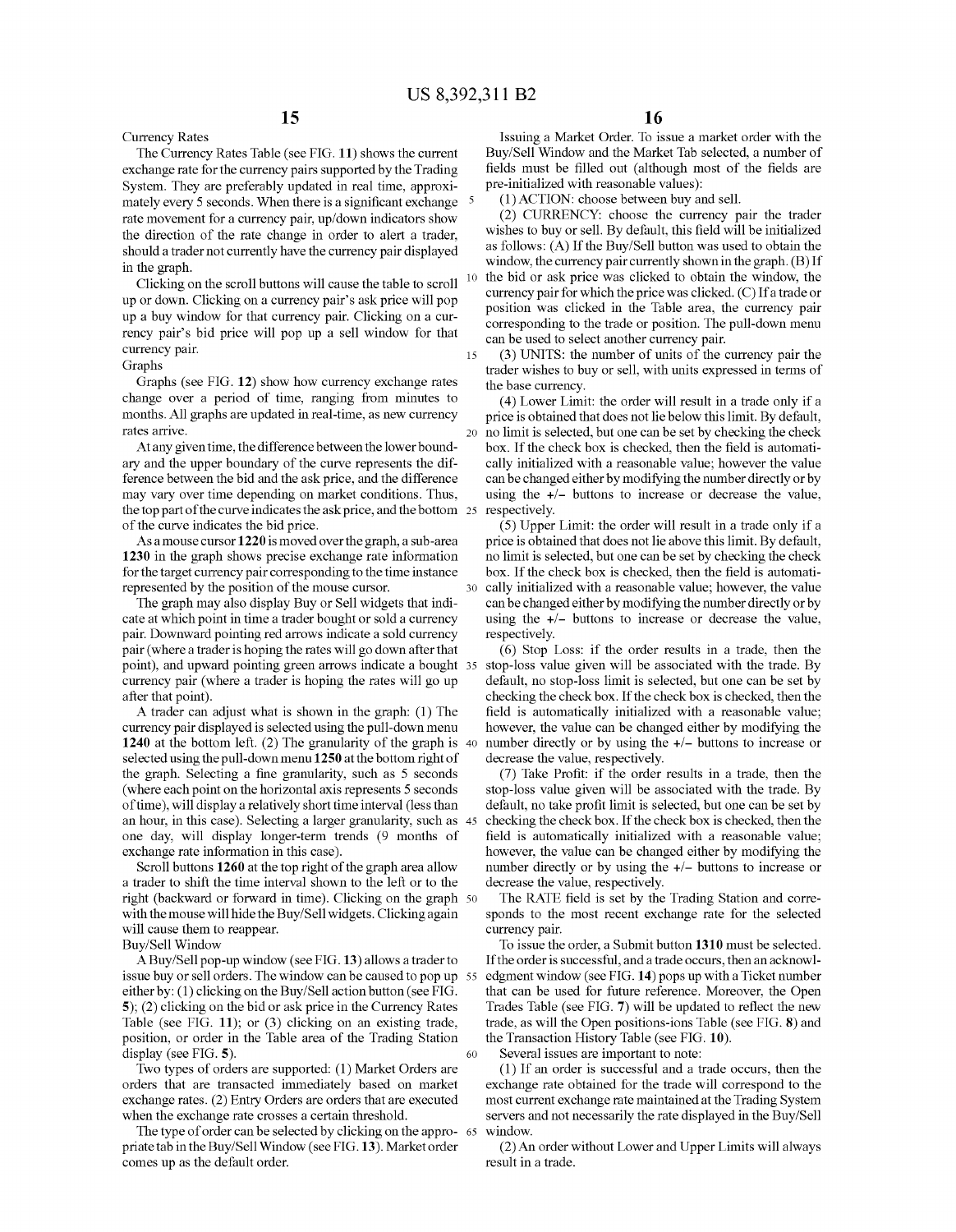Currency Rates

The Currency Rates Table (see FIG. 11) shows the current exchange rate for the currency pairs supported by the Trading System. They are preferably updated in real time, approximately every 5 seconds. When there is a significant exchange rate movement for a currency pair, up/down indicators show the direction of the rate change in order to alert a trader, should a trader not currently have the currency pair displayed in the graph.

Clicking on the scroll buttons will cause the table to scroll up or down. Clicking on a currency pair's ask price will pop up a buy window for that currency pair. Clicking on a currency pair's bid price will pop up a sell window for that currency pair.

Graphs

Graphs (see FIG. 12) show how currency exchange rates change over a period of time, ranging from minutes to months. All graphs are updated in real-time, as new currency rates arrive.

At any given time, the difference between the lower boundary and the upper boundary of the curve represents the difference between the bid and the ask price, and the difference may vary over time depending on market conditions. Thus, the top part of the curve indicates the ask price, and the bottom of the curve indicates the bid price.

As a mouse cursor 1220 is moved over the graph, a sub-area 1230 in the graph shows precise exchange rate information for the target currency pair corresponding to the time instance represented by the position of the mouse cursor.

The graph may also display Buy or Sell widgets that indicate at which point in time a trader bought or sold a currency pair. Downward pointing red arrows indicate a sold currency pair (where a trader is hoping the rates will go down after that point), and upward pointing green arrows indicate a bought currency pair (where a trader is hoping the rates will go up after that point).

A trader can adjust what is shown in the graph: (1) The currency pair displayed is selected using the pull-down menu 1240 at the bottom left. (2) The granularity of the graph is selected using the pull-down menu 1250 at the bottom right of the graph. Selecting a fine granularity, such as 5 seconds (where each point on the horizontal axis represents 5 seconds of time), will display a relatively short time interval (less than an hour, in this case). Selecting a larger granularity, such as one day, will display longer-term trends (9 months of exchange rate information in this case).

Scroll buttons 1260 at the top right of the graph area allow a trader to shift the time interval shown to the left or to the right (backward or forward in time). Clicking on the graph with the mouse will hide the Buy/Sell widgets. Clicking again will cause them to reappear.

Buy/Sell Window

A Buy/Sell pop-up window (see FIG. 13) allows a trader to issue buy or sell orders. The window can be caused to pop up either by: (1) clicking on the Buy/Sell action button (see FIG. 5); (2) clicking on the bid or ask price in the Currency Rates Table (see FIG. 11); or (3) clicking on an existing trade, position, or order in the Table area of the Trading Station display (see FIG. 5).

Two types of orders are supported: (1) Market Orders are orders that are transacted immediately based on market exchange rates. (2) Entry Orders are orders that are executed when the exchange rate crosses a certain threshold.

The type of order can be selected by clicking on the appropriate tab in the Buy/Sell Window (see FIG. 13). Market order comes up as the default order.

Issuing a Market Order. To issue a market order with the Buy/Sell Window and the Market Tab selected, a number of fields must be filled out (although most of the fields are pre-initialized with reasonable values):

(1) ACTION: choose between buy and sell.

(2) CURRENCY: choose the currency pair the trader wishes to buy or sell. By default, this field will be initialized as follows: (A) If the Buy/Sell button was used to obtain the window, the currency pair currently shown in the graph. (B) If the bid or ask price was clicked to obtain the window, the currency pair for which the price was clicked. (C) If a trade or position was clicked in the Table area, the currency pair corresponding to the trade or position. The pull-down menu can be used to select another currency pair.

(3) UNITS: the number of units of the currency pair the trader wishes to buy or sell, with units expressed in terms of the base currency.

(4) Lower Limit: the order will result in a trade only if a price is obtained that does not lie below this limit. By default, no limit is selected, but one can be set by checking the check box. If the check box is checked, then the field is automatically initialized with a reasonable value; however the value can be changed either by modifying the number directly or by using the +/− buttons to increase or decrease the value, respectively.

(5) Upper Limit: the order will result in a trade only if a price is obtained that does not lie above this limit. By default, no limit is selected, but one can be set by checking the check box. If the check box is checked, then the field is automatically initialized with a reasonable value; however, the value can be changed either by modifying the number directly or by using the +/− buttons to increase or decrease the value, respectively.

(6) Stop Loss: if the order results in a trade, then the stop-loss value given will be associated with the trade. By default, no stop-loss limit is selected, but one can be set by checking the check box. If the check box is checked, then the field is automatically initialized with a reasonable value; however, the value can be changed either by modifying the number directly or by using the +/− buttons to increase or decrease the value, respectively.

(7) Take Profit: if the order results in a trade, then the stop-loss value given will be associated with the trade. By default, no take profit limit is selected, but one can be set by checking the check box. If the check box is checked, then the field is automatically initialized with a reasonable value; however, the value can be changed either by modifying the number directly or by using the +/− buttons to increase or decrease the value, respectively.

The RATE field is set by the Trading Station and corresponds to the most recent exchange rate for the selected currency pair.

To issue the order, a Submit button 1310 must be selected. If the order is successful, and a trade occurs, then an acknowledgment window (see FIG. 14) pops up with a Ticket number that can be used for future reference. Moreover, the Open Trades Table (see FIG. 7) will be updated to reflect the new trade, as will the Open positions-ions Table (see FIG. 8) and the Transaction History Table (see FIG. 10).

Several issues are important to note:

(1) If an order is successful and a trade occurs, then the exchange rate obtained for the trade will correspond to the most current exchange rate maintained at the Trading System servers and not necessarily the rate displayed in the Buy/Sell window.

(2) An order without Lower and Upper Limits will always result in a trade.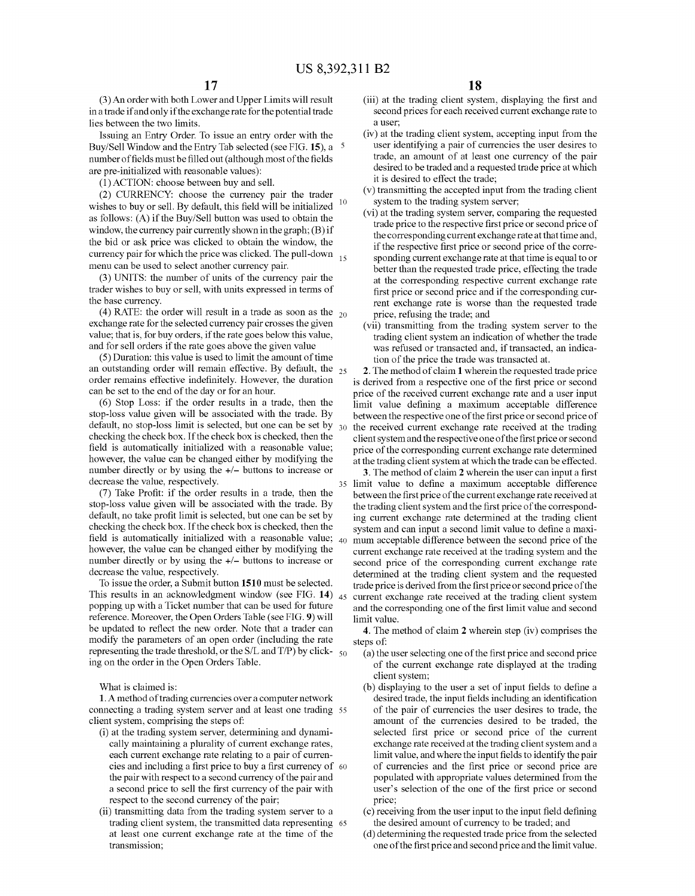(3) An order with both Lower and Upper Limits will result in a trade if and only if the exchange rate for the potential trade lies between the two limits.

Issuing an Entry Order. To issue an entry order with the Buy/Sell Window and the Entry Tab selected (see FIG. **15**), a number of fields must be filled out (although most of the fields are pre-initialized with reasonable values):

(1) ACTION: choose between buy and sell.

(2) CURRENCY: choose the currency pair the trader wishes to buy or sell. By default, this field will be initialized as follows: (A) if the Buy/Sell button was used to obtain the window, the currency pair currently shown in the graph; (B) if the bid or ask price was clicked to obtain the window, the currency pair for which the price was clicked. The pull-down menu can be used to select another currency pair.

(3) UNITS: the number of units of the currency pair the trader wishes to buy or sell, with units expressed in terms of the base currency.

(4) RATE: the order will result in a trade as soon as the exchange rate for the selected currency pair crosses the given value; that is, for buy orders, if the rate goes below this value, and for sell orders if the rate goes above the given value

(5) Duration: this value is used to limit the amount of time an outstanding order will remain effective. By default, the order remains effective indefinitely. However, the duration can be set to the end of the day or for an hour.

(6) Stop Loss: if the order results in a trade, then the stop-loss value given will be associated with the trade. By default, no stop-loss limit is selected, but one can be set by checking the check box. If the check box is checked, then the field is automatically initialized with a reasonable value; however, the value can be changed either by modifying the number directly or by using the +/− buttons to increase or decrease the value, respectively.

(7) Take Profit: if the order results in a trade, then the stop-loss value given will be associated with the trade. By default, no take profit limit is selected, but one can be set by checking the check box. If the check box is checked, then the field is automatically initialized with a reasonable value; however, the value can be changed either by modifying the number directly or by using the +/− buttons to increase or decrease the value, respectively.

To issue the order, a Submit button **1510** must be selected. This results in an acknowledgment window (see FIG. **14**) popping up with a Ticket number that can be used for future reference. Moreover, the Open Orders Table (see FIG. **9**) will be updated to reflect the new order. Note that a trader can modify the parameters of an open order (including the rate representing the trade threshold, or the S/L and T/P) by clicking on the order in the Open Orders Table.

What is claimed is:

**1**. A method of trading currencies over a computer network connecting a trading system server and at least one trading client system, comprising the steps of:

(i) at the trading system server, determining and dynamically maintaining a plurality of current exchange rates, each current exchange rate relating to a pair of currencies and including a first price to buy a first currency of the pair with respect to a second currency of the pair and a second price to sell the first currency of the pair with respect to the second currency of the pair;

(ii) transmitting data from the trading system server to a trading client system, the transmitted data representing at least one current exchange rate at the time of the transmission;

(iii) at the trading client system, displaying the first and second prices for each received current exchange rate to a user;

(iv) at the trading client system, accepting input from the user identifying a pair of currencies the user desires to trade, an amount of at least one currency of the pair desired to be traded and a requested trade price at which it is desired to effect the trade;

(v) transmitting the accepted input from the trading client system to the trading system server;

(vi) at the trading system server, comparing the requested trade price to the respective first price or second price of the corresponding current exchange rate at that time and, if the respective first price or second price of the corresponding current exchange rate at that time is equal to or better than the requested trade price, effecting the trade at the corresponding respective current exchange rate first price or second price and if the corresponding current exchange rate is worse than the requested trade price, refusing the trade; and

(vii) transmitting from the trading system server to the trading client system an indication of whether the trade was refused or transacted and, if transacted, an indication of the price the trade was transacted at.

**2**. The method of claim **1** wherein the requested trade price is derived from a respective one of the first price or second price of the received current exchange rate and a user input limit value defining a maximum acceptable difference between the respective one of the first price or second price of the received current exchange rate received at the trading client system and the respective one of the first price or second price of the corresponding current exchange rate determined at the trading client system at which the trade can be effected.

**3**. The method of claim **2** wherein the user can input a first limit value to define a maximum acceptable difference between the first price of the current exchange rate received at the trading client system and the first price of the corresponding current exchange rate determined at the trading client system and can input a second limit value to define a maximum acceptable difference between the second price of the current exchange rate received at the trading system and the second price of the corresponding current exchange rate determined at the trading client system and the requested trade price is derived from the first price or second price of the current exchange rate received at the trading client system and the corresponding one of the first limit value and second limit value.

**4**. The method of claim **2** wherein step (iv) comprises the steps of:

(a) the user selecting one of the first price and second price of the current exchange rate displayed at the trading client system;

(b) displaying to the user a set of input fields to define a desired trade, the input fields including an identification of the pair of currencies the user desires to trade, the amount of the currencies desired to be traded, the selected first price or second price of the current exchange rate received at the trading client system and a limit value, and where the input fields to identify the pair of currencies and the first price or second price are populated with appropriate values determined from the user's selection of the one of the first price or second price;

(c) receiving from the user input to the input field defining the desired amount of currency to be traded; and

(d) determining the requested trade price from the selected one of the first price and second price and the limit value.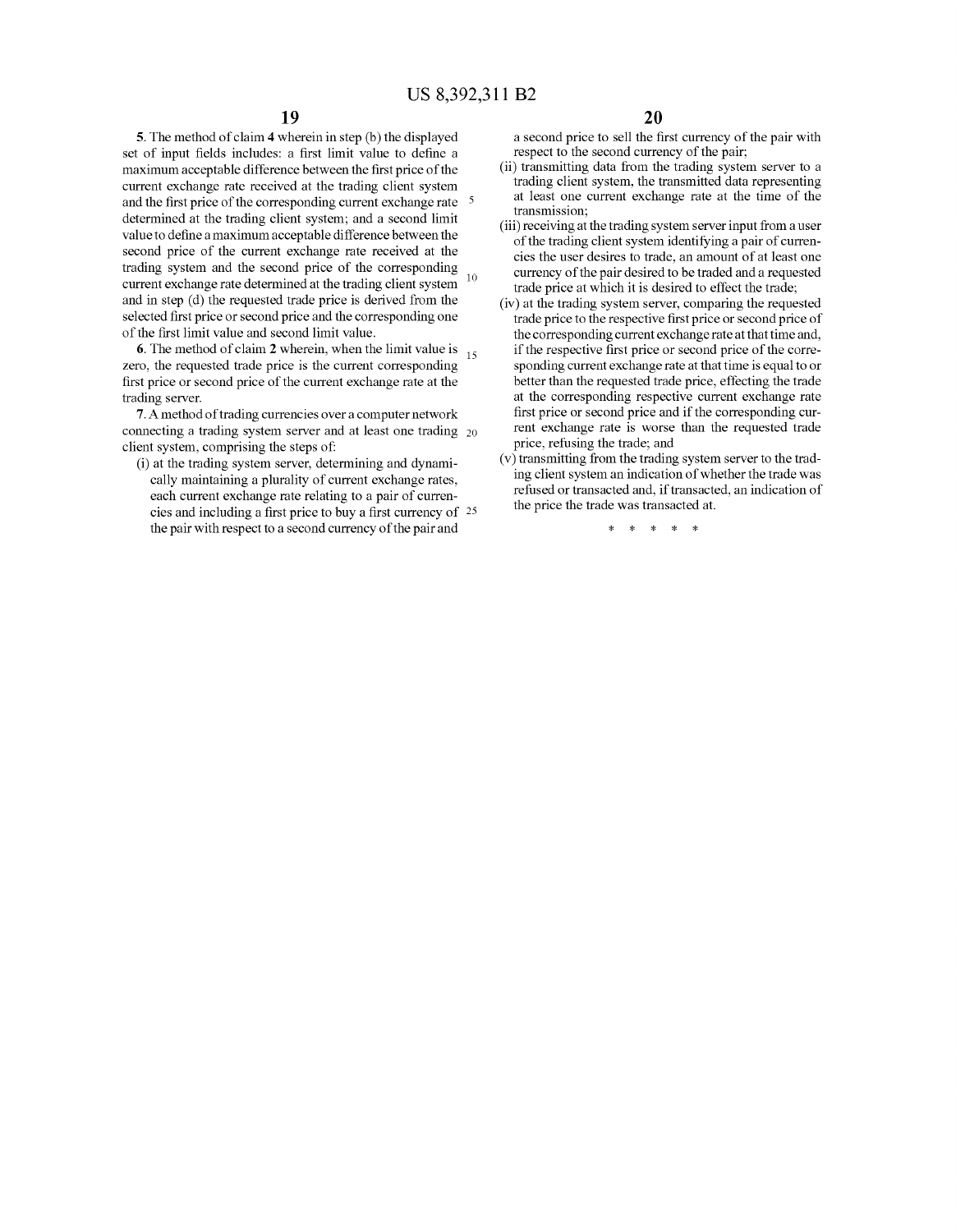5. The method of claim 4 wherein in step (b) the displayed set of input fields includes: a first limit value to define a maximum acceptable difference between the first price of the current exchange rate received at the trading client system and the first price of the corresponding current exchange rate determined at the trading client system; and a second limit value to define a maximum acceptable difference between the second price of the current exchange rate received at the trading system and the second price of the corresponding current exchange rate determined at the trading client system and in step (d) the requested trade price is derived from the selected first price or second price and the corresponding one of the first limit value and second limit value.

6. The method of claim 2 wherein, when the limit value is zero, the requested trade price is the current corresponding first price or second price of the current exchange rate at the trading server.

7. A method of trading currencies over a computer network connecting a trading system server and at least one trading client system, comprising the steps of:

(i) at the trading system server, determining and dynamically maintaining a plurality of current exchange rates, each current exchange rate relating to a pair of currencies and including a first price to buy a first currency of the pair with respect to a second currency of the pair and a second price to sell the first currency of the pair with respect to the second currency of the pair;

(ii) transmitting data from the trading system server to a trading client system, the transmitted data representing at least one current exchange rate at the time of the transmission;

(iii) receiving at the trading system server input from a user of the trading client system identifying a pair of currencies the user desires to trade, an amount of at least one currency of the pair desired to be traded and a requested trade price at which it is desired to effect the trade;

(iv) at the trading system server, comparing the requested trade price to the respective first price or second price of the corresponding current exchange rate at that time and, if the respective first price or second price of the corresponding current exchange rate at that time is equal to or better than the requested trade price, effecting the trade at the corresponding respective current exchange rate first price or second price and if the corresponding current exchange rate is worse than the requested trade price, refusing the trade; and

(v) transmitting from the trading system server to the trading client system an indication of whether the trade was refused or transacted and, if transacted, an indication of the price the trade was transacted at.

* * * * *